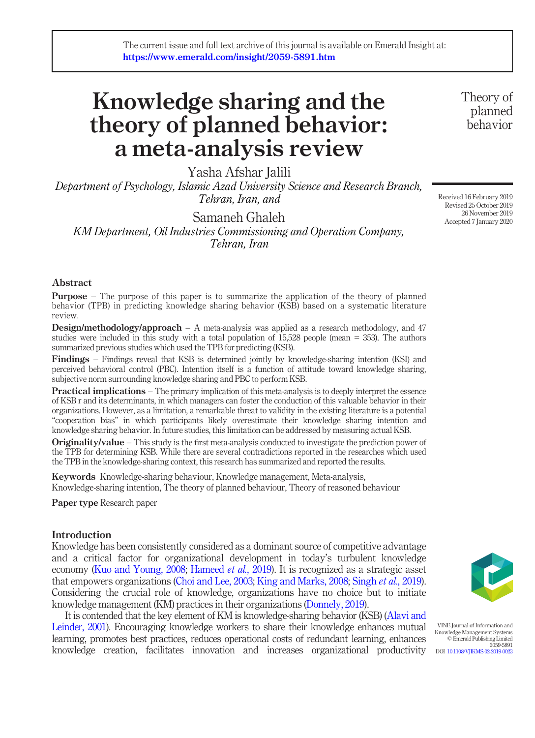The current issue and full text archive of this journal is available on Emerald Insight at: https://www.emerald.com/insight/2059-5891.htm

# Knowledge sharing and the theory of planned behavior: a meta-analysis review

Yasha Afshar Jalili

*Department of Psychology, Islamic Azad University Science and Research Branch, Tehran, Iran, and*

Samaneh Ghaleh

*KM Department, Oil Industries Commissioning and Operation Company, Tehran, Iran*

Received 16 February 2019
Revised 25 October 2019
26 November 2019
Accepted 7 January 2020

## Abstract

**Purpose** – The purpose of this paper is to summarize the application of the theory of planned behavior (TPB) in predicting knowledge sharing behavior (KSB) based on a systematic literature review.

**Design/methodology/approach** – A meta-analysis was applied as a research methodology, and 47 studies were included in this study with a total population of 15,528 people (mean = 353). The authors summarized previous studies which used the TPB for predicting (KSB).

**Findings** – Findings reveal that KSB is determined jointly by knowledge-sharing intention (KSI) and perceived behavioral control (PBC). Intention itself is a function of attitude toward knowledge sharing, subjective norm surrounding knowledge sharing and PBC to perform KSB.

**Practical implications** – The primary implication of this meta-analysis is to deeply interpret the essence of KSB r and its determinants, in which managers can foster the conduction of this valuable behavior in their organizations. However, as a limitation, a remarkable threat to validity in the existing literature is a potential "cooperation bias" in which participants likely overestimate their knowledge sharing intention and knowledge sharing behavior. In future studies, this limitation can be addressed by measuring actual KSB.

**Originality/value** – This study is the first meta-analysis conducted to investigate the prediction power of the TPB for determining KSB. While there are several contradictions reported in the researches which used the TPB in the knowledge-sharing context, this research has summarized and reported the results.

**Keywords** Knowledge-sharing behaviour, Knowledge management, Meta-analysis, Knowledge-sharing intention, The theory of planned behaviour, Theory of reasoned behaviour

**Paper type** Research paper

## Introduction

Knowledge has been consistently considered as a dominant source of competitive advantage and a critical factor for organizational development in today's turbulent knowledge economy (Kuo and Young, 2008; Hameed *et al.*, 2019). It is recognized as a strategic asset that empowers organizations (Choi and Lee, 2003; King and Marks, 2008; Singh *et al.*, 2019). Considering the crucial role of knowledge, organizations have no choice but to initiate knowledge management (KM) practices in their organizations (Donnely, 2019).

It is contended that the key element of KM is knowledge-sharing behavior (KSB) (Alavi and Leinder, 2001). Encouraging knowledge workers to share their knowledge enhances mutual learning, promotes best practices, reduces operational costs of redundant learning, enhances knowledge creation, facilitates innovation and increases organizational productivity

VINE Journal of Information and Knowledge Management Systems
© Emerald Publishing Limited
2059-5891
DOI 10.1108/VJIKMS-02-2019-0023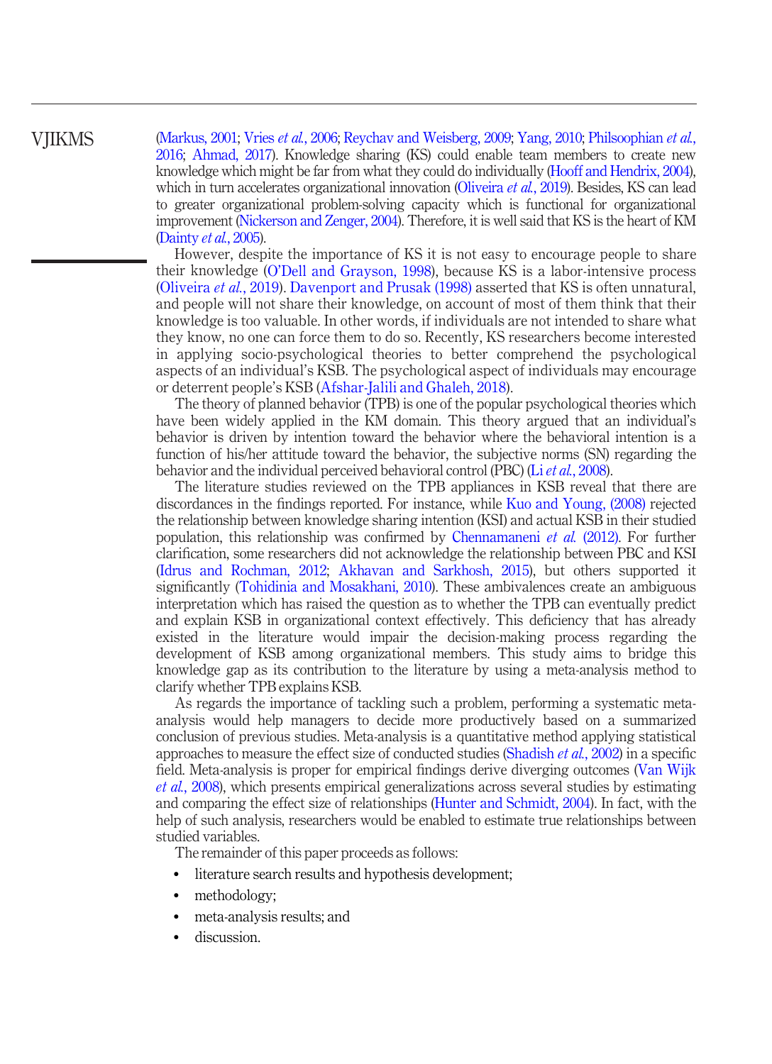(Markus, 2001; Vries *et al.*, 2006; Reychav and Weisberg, 2009; Yang, 2010; Philsoophian *et al.*, 2016; Ahmad, 2017). Knowledge sharing (KS) could enable team members to create new knowledge which might be far from what they could do individually (Hooff and Hendrix, 2004), which in turn accelerates organizational innovation (Oliveira *et al.*, 2019). Besides, KS can lead to greater organizational problem-solving capacity which is functional for organizational improvement (Nickerson and Zenger, 2004). Therefore, it is well said that KS is the heart of KM (Dainty *et al.*, 2005).

However, despite the importance of KS it is not easy to encourage people to share their knowledge (O'Dell and Grayson, 1998), because KS is a labor-intensive process (Oliveira *et al.*, 2019). Davenport and Prusak (1998) asserted that KS is often unnatural, and people will not share their knowledge, on account of most of them think that their knowledge is too valuable. In other words, if individuals are not intended to share what they know, no one can force them to do so. Recently, KS researchers become interested in applying socio-psychological theories to better comprehend the psychological aspects of an individual's KSB. The psychological aspect of individuals may encourage or deterrent people's KSB (Afshar-Jalili and Ghaleh, 2018).

The theory of planned behavior (TPB) is one of the popular psychological theories which have been widely applied in the KM domain. This theory argued that an individual's behavior is driven by intention toward the behavior where the behavioral intention is a function of his/her attitude toward the behavior, the subjective norms (SN) regarding the behavior and the individual perceived behavioral control (PBC) (Li *et al.*, 2008).

The literature studies reviewed on the TPB appliances in KSB reveal that there are discordances in the findings reported. For instance, while Kuo and Young, (2008) rejected the relationship between knowledge sharing intention (KSI) and actual KSB in their studied population, this relationship was confirmed by Chennamaneni *et al.* (2012). For further clarification, some researchers did not acknowledge the relationship between PBC and KSI (Idrus and Rochman, 2012; Akhavan and Sarkhosh, 2015), but others supported it significantly (Tohidinia and Mosakhani, 2010). These ambivalences create an ambiguous interpretation which has raised the question as to whether the TPB can eventually predict and explain KSB in organizational context effectively. This deficiency that has already existed in the literature would impair the decision-making process regarding the development of KSB among organizational members. This study aims to bridge this knowledge gap as its contribution to the literature by using a meta-analysis method to clarify whether TPB explains KSB.

As regards the importance of tackling such a problem, performing a systematic meta-analysis would help managers to decide more productively based on a summarized conclusion of previous studies. Meta-analysis is a quantitative method applying statistical approaches to measure the effect size of conducted studies (Shadish *et al.*, 2002) in a specific field. Meta-analysis is proper for empirical findings derive diverging outcomes (Van Wijk *et al.*, 2008), which presents empirical generalizations across several studies by estimating and comparing the effect size of relationships (Hunter and Schmidt, 2004). In fact, with the help of such analysis, researchers would be enabled to estimate true relationships between studied variables.

The remainder of this paper proceeds as follows:

- literature search results and hypothesis development;
- methodology;
- meta-analysis results; and
- discussion.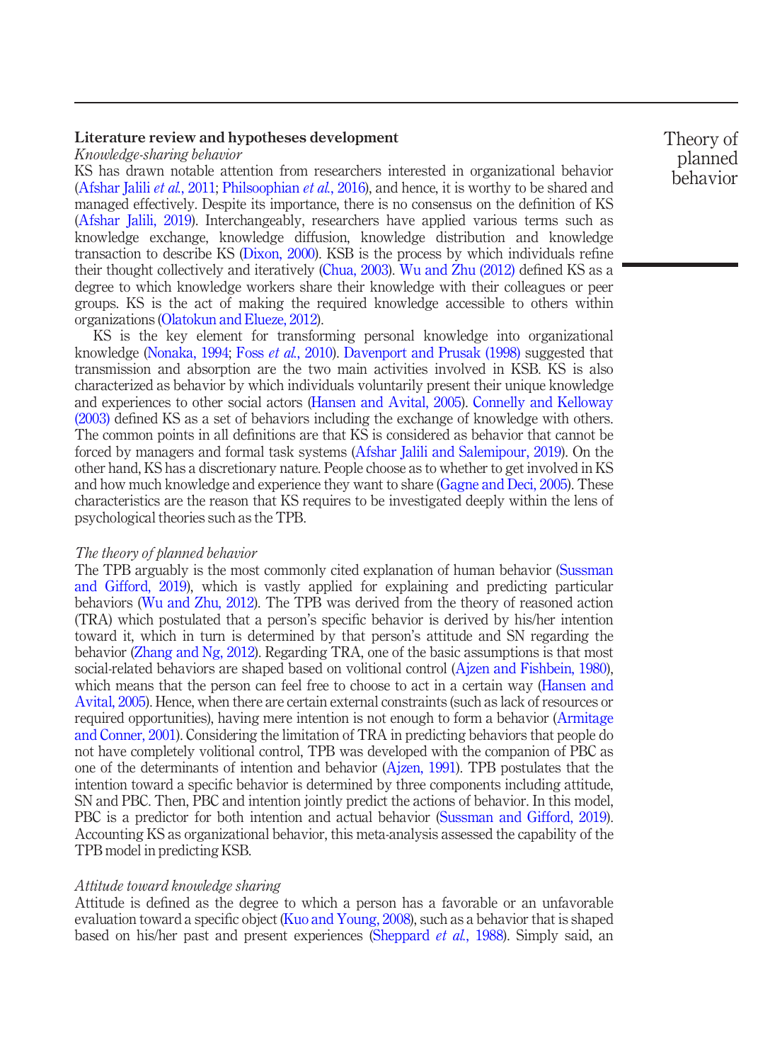## Literature review and hypotheses development

### *Knowledge-sharing behavior*

KS has drawn notable attention from researchers interested in organizational behavior (Afshar Jalili *et al.*, 2011; Philsoophian *et al.*, 2016), and hence, it is worthy to be shared and managed effectively. Despite its importance, there is no consensus on the definition of KS (Afshar Jalili, 2019). Interchangeably, researchers have applied various terms such as knowledge exchange, knowledge diffusion, knowledge distribution and knowledge transaction to describe KS (Dixon, 2000). KSB is the process by which individuals refine their thought collectively and iteratively (Chua, 2003). Wu and Zhu (2012) defined KS as a degree to which knowledge workers share their knowledge with their colleagues or peer groups. KS is the act of making the required knowledge accessible to others within organizations (Olatokun and Elueze, 2012).

KS is the key element for transforming personal knowledge into organizational knowledge (Nonaka, 1994; Foss *et al.*, 2010). Davenport and Prusak (1998) suggested that transmission and absorption are the two main activities involved in KSB. KS is also characterized as behavior by which individuals voluntarily present their unique knowledge and experiences to other social actors (Hansen and Avital, 2005). Connelly and Kelloway (2003) defined KS as a set of behaviors including the exchange of knowledge with others. The common points in all definitions are that KS is considered as behavior that cannot be forced by managers and formal task systems (Afshar Jalili and Salemipour, 2019). On the other hand, KS has a discretionary nature. People choose as to whether to get involved in KS and how much knowledge and experience they want to share (Gagne and Deci, 2005). These characteristics are the reason that KS requires to be investigated deeply within the lens of psychological theories such as the TPB.

### *The theory of planned behavior*

The TPB arguably is the most commonly cited explanation of human behavior (Sussman and Gifford, 2019), which is vastly applied for explaining and predicting particular behaviors (Wu and Zhu, 2012). The TPB was derived from the theory of reasoned action (TRA) which postulated that a person's specific behavior is derived by his/her intention toward it, which in turn is determined by that person's attitude and SN regarding the behavior (Zhang and Ng, 2012). Regarding TRA, one of the basic assumptions is that most social-related behaviors are shaped based on volitional control (Ajzen and Fishbein, 1980), which means that the person can feel free to choose to act in a certain way (Hansen and Avital, 2005). Hence, when there are certain external constraints (such as lack of resources or required opportunities), having mere intention is not enough to form a behavior (Armitage and Conner, 2001). Considering the limitation of TRA in predicting behaviors that people do not have completely volitional control, TPB was developed with the companion of PBC as one of the determinants of intention and behavior (Ajzen, 1991). TPB postulates that the intention toward a specific behavior is determined by three components including attitude, SN and PBC. Then, PBC and intention jointly predict the actions of behavior. In this model, PBC is a predictor for both intention and actual behavior (Sussman and Gifford, 2019). Accounting KS as organizational behavior, this meta-analysis assessed the capability of the TPB model in predicting KSB.

### *Attitude toward knowledge sharing*

Attitude is defined as the degree to which a person has a favorable or an unfavorable evaluation toward a specific object (Kuo and Young, 2008), such as a behavior that is shaped based on his/her past and present experiences (Sheppard *et al.*, 1988). Simply said, an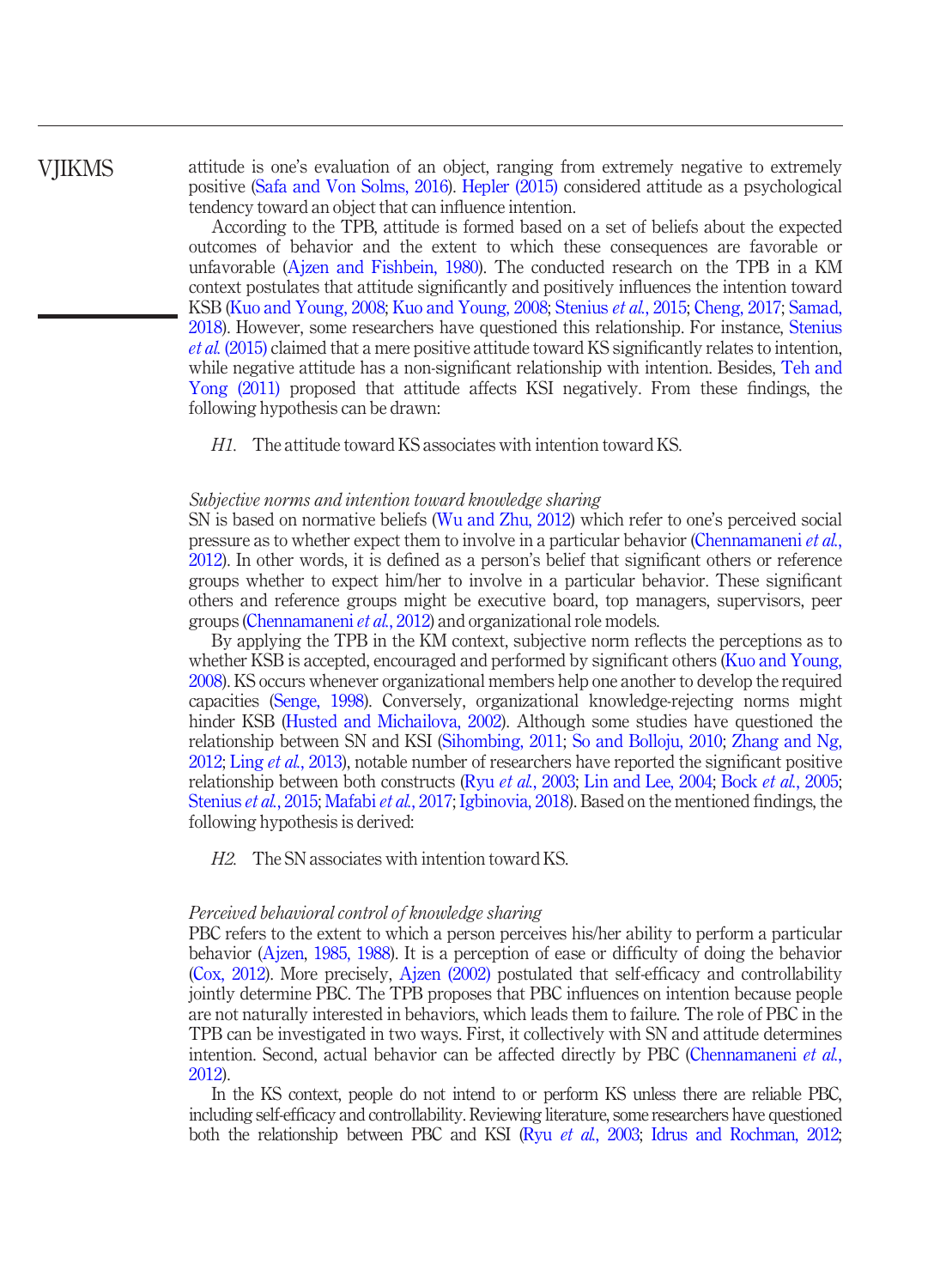attitude is one's evaluation of an object, ranging from extremely negative to extremely positive (Safa and Von Solms, 2016). Hepler (2015) considered attitude as a psychological tendency toward an object that can influence intention.

According to the TPB, attitude is formed based on a set of beliefs about the expected outcomes of behavior and the extent to which these consequences are favorable or unfavorable (Ajzen and Fishbein, 1980). The conducted research on the TPB in a KM context postulates that attitude significantly and positively influences the intention toward KSB (Kuo and Young, 2008; Kuo and Young, 2008; Stenius *et al.*, 2015; Cheng, 2017; Samad, 2018). However, some researchers have questioned this relationship. For instance, Stenius *et al.* (2015) claimed that a mere positive attitude toward KS significantly relates to intention, while negative attitude has a non-significant relationship with intention. Besides, Teh and Yong (2011) proposed that attitude affects KSI negatively. From these findings, the following hypothesis can be drawn:

*H1.* The attitude toward KS associates with intention toward KS.

### *Subjective norms and intention toward knowledge sharing*

SN is based on normative beliefs (Wu and Zhu, 2012) which refer to one's perceived social pressure as to whether expect them to involve in a particular behavior (Chennamaneni *et al.*, 2012). In other words, it is defined as a person's belief that significant others or reference groups whether to expect him/her to involve in a particular behavior. These significant others and reference groups might be executive board, top managers, supervisors, peer groups (Chennamaneni *et al.*, 2012) and organizational role models.

By applying the TPB in the KM context, subjective norm reflects the perceptions as to whether KSB is accepted, encouraged and performed by significant others (Kuo and Young, 2008). KS occurs whenever organizational members help one another to develop the required capacities (Senge, 1998). Conversely, organizational knowledge-rejecting norms might hinder KSB (Husted and Michailova, 2002). Although some studies have questioned the relationship between SN and KSI (Sihombing, 2011; So and Bolloju, 2010; Zhang and Ng, 2012; Ling *et al.*, 2013), notable number of researchers have reported the significant positive relationship between both constructs (Ryu *et al.*, 2003; Lin and Lee, 2004; Bock *et al.*, 2005; Stenius *et al.*, 2015; Mafabi *et al.*, 2017; Igbinovia, 2018). Based on the mentioned findings, the following hypothesis is derived:

*H2.* The SN associates with intention toward KS.

### *Perceived behavioral control of knowledge sharing*

PBC refers to the extent to which a person perceives his/her ability to perform a particular behavior (Ajzen, 1985, 1988). It is a perception of ease or difficulty of doing the behavior (Cox, 2012). More precisely, Ajzen (2002) postulated that self-efficacy and controllability jointly determine PBC. The TPB proposes that PBC influences on intention because people are not naturally interested in behaviors, which leads them to failure. The role of PBC in the TPB can be investigated in two ways. First, it collectively with SN and attitude determines intention. Second, actual behavior can be affected directly by PBC (Chennamaneni *et al.*, 2012).

In the KS context, people do not intend to or perform KS unless there are reliable PBC, including self-efficacy and controllability. Reviewing literature, some researchers have questioned both the relationship between PBC and KSI (Ryu *et al.*, 2003; Idrus and Rochman, 2012;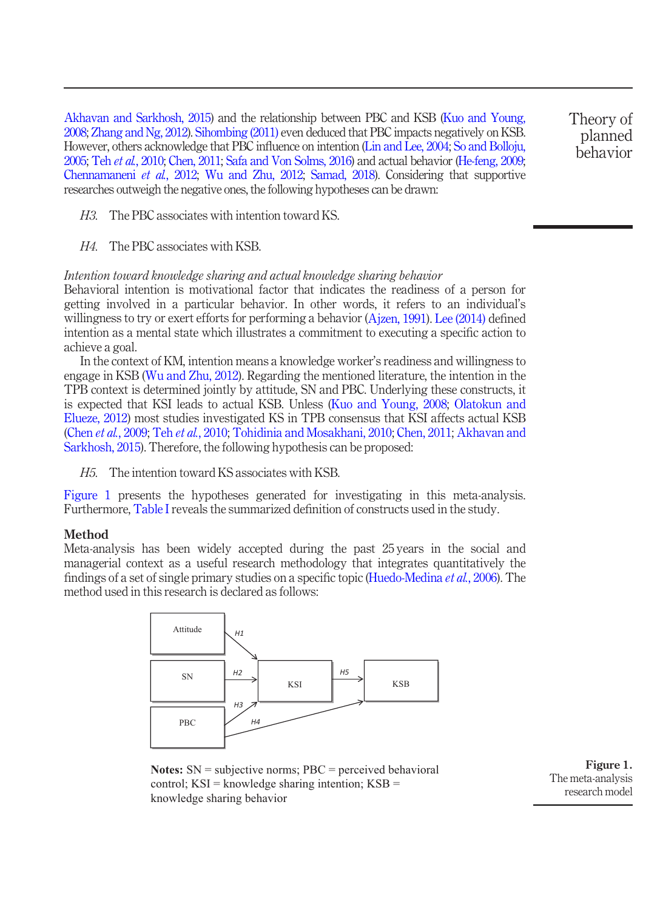Akhavan and Sarkhosh, 2015) and the relationship between PBC and KSB (Kuo and Young, 2008; Zhang and Ng, 2012). Sihombing (2011) even deduced that PBC impacts negatively on KSB. However, others acknowledge that PBC influence on intention (Lin and Lee, 2004; So and Bolloju, 2005; Teh *et al.*, 2010; Chen, 2011; Safa and Von Solms, 2016) and actual behavior (He-feng, 2009; Chennamaneni *et al.*, 2012; Wu and Zhu, 2012; Samad, 2018). Considering that supportive researches outweigh the negative ones, the following hypotheses can be drawn:

*H3.* The PBC associates with intention toward KS.

*H4.* The PBC associates with KSB.

*Intention toward knowledge sharing and actual knowledge sharing behavior*

Behavioral intention is motivational factor that indicates the readiness of a person for getting involved in a particular behavior. In other words, it refers to an individual's willingness to try or exert efforts for performing a behavior (Ajzen, 1991). Lee (2014) defined intention as a mental state which illustrates a commitment to executing a specific action to achieve a goal.

In the context of KM, intention means a knowledge worker's readiness and willingness to engage in KSB (Wu and Zhu, 2012). Regarding the mentioned literature, the intention in the TPB context is determined jointly by attitude, SN and PBC. Underlying these constructs, it is expected that KSI leads to actual KSB. Unless (Kuo and Young, 2008; Olatokun and Elueze, 2012) most studies investigated KS in TPB consensus that KSI affects actual KSB (Chen *et al.*, 2009; Teh *et al.*, 2010; Tohidinia and Mosakhani, 2010; Chen, 2011; Akhavan and Sarkhosh, 2015). Therefore, the following hypothesis can be proposed:

*H5.* The intention toward KS associates with KSB.

Figure 1 presents the hypotheses generated for investigating in this meta-analysis. Furthermore, Table I reveals the summarized definition of constructs used in the study.

## Method

Meta-analysis has been widely accepted during the past 25 years in the social and managerial context as a useful research methodology that integrates quantitatively the findings of a set of single primary studies on a specific topic (Huedo-Medina *et al.*, 2006). The method used in this research is declared as follows:

Attitude →(H1) KSI; SN →(H2) KSI; PBC →(H3) KSI; PBC →(H4) KSB; KSI →(H5) KSB

**Notes:** SN = subjective norms; PBC = perceived behavioral control; KSI = knowledge sharing intention; KSB = knowledge sharing behavior

**Figure 1.** The meta-analysis research model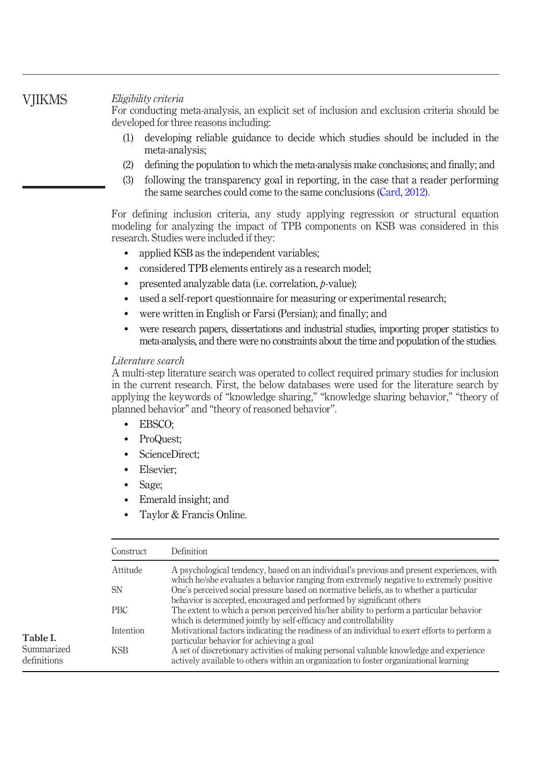*Eligibility criteria*

For conducting meta-analysis, an explicit set of inclusion and exclusion criteria should be developed for three reasons including:

1. developing reliable guidance to decide which studies should be included in the meta-analysis;
2. defining the population to which the meta-analysis make conclusions; and finally; and
3. following the transparency goal in reporting, in the case that a reader performing the same searches could come to the same conclusions (Card, 2012).

For defining inclusion criteria, any study applying regression or structural equation modeling for analyzing the impact of TPB components on KSB was considered in this research. Studies were included if they:

- applied KSB as the independent variables;
- considered TPB elements entirely as a research model;
- presented analyzable data (i.e. correlation, *p*-value);
- used a self-report questionnaire for measuring or experimental research;
- were written in English or Farsi (Persian); and finally; and
- were research papers, dissertations and industrial studies, importing proper statistics to meta-analysis, and there were no constraints about the time and population of the studies.

*Literature search*

A multi-step literature search was operated to collect required primary studies for inclusion in the current research. First, the below databases were used for the literature search by applying the keywords of "knowledge sharing," "knowledge sharing behavior," "theory of planned behavior" and "theory of reasoned behavior".

- EBSCO;
- ProQuest;
- ScienceDirect;
- Elsevier;
- Sage;
- Emerald insight; and
- Taylor & Francis Online.

**Table I.** Summarized definitions

| Construct | Definition |
|---|---|
| Attitude | A psychological tendency, based on an individual's previous and present experiences, with which he/she evaluates a behavior ranging from extremely negative to extremely positive |
| SN | One's perceived social pressure based on normative beliefs, as to whether a particular behavior is accepted, encouraged and performed by significant others |
| PBC | The extent to which a person perceived his/her ability to perform a particular behavior which is determined jointly by self-efficacy and controllability |
| Intention | Motivational factors indicating the readiness of an individual to exert efforts to perform a particular behavior for achieving a goal |
| KSB | A set of discretionary activities of making personal valuable knowledge and experience actively available to others within an organization to foster organizational learning |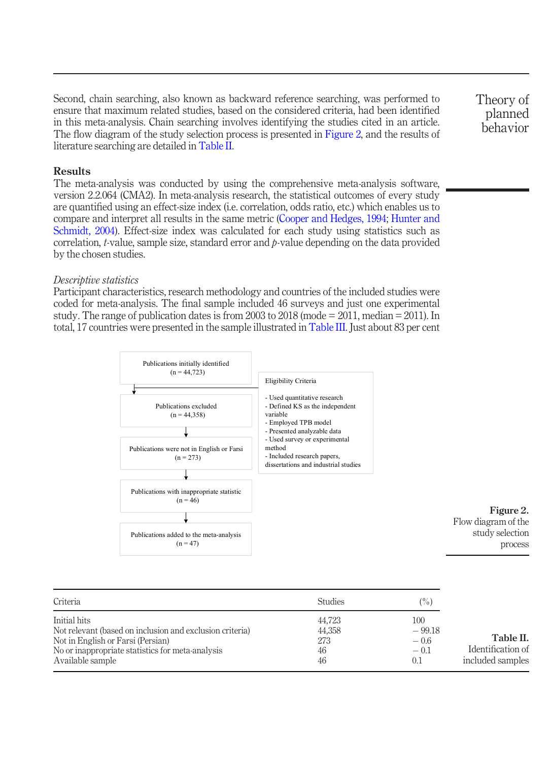Second, chain searching, also known as backward reference searching, was performed to ensure that maximum related studies, based on the considered criteria, had been identified in this meta-analysis. Chain searching involves identifying the studies cited in an article. The flow diagram of the study selection process is presented in Figure 2, and the results of literature searching are detailed in Table II.

## Results

The meta-analysis was conducted by using the comprehensive meta-analysis software, version 2.2.064 (CMA2). In meta-analysis research, the statistical outcomes of every study are quantified using an effect-size index (i.e. correlation, odds ratio, etc.) which enables us to compare and interpret all results in the same metric (Cooper and Hedges, 1994; Hunter and Schmidt, 2004). Effect-size index was calculated for each study using statistics such as correlation, *t*-value, sample size, standard error and *p*-value depending on the data provided by the chosen studies.

### *Descriptive statistics*

Participant characteristics, research methodology and countries of the included studies were coded for meta-analysis. The final sample included 46 surveys and just one experimental study. The range of publication dates is from 2003 to 2018 (mode = 2011, median = 2011). In total, 17 countries were presented in the sample illustrated in Table III. Just about 83 per cent

Publications initially identified (n = 44,723)

↓

Publications excluded (n = 44,358)

↓

Publications were not in English or Farsi (n = 273)

↓

Publications with inappropriate statistic (n = 46)

↓

Publications added to the meta-analysis (n = 47)

Eligibility Criteria

- Used quantitative research
- Defined KS as the independent variable
- Employed TPB model
- Presented analyzable data
- Used survey or experimental method
- Included research papers, dissertations and industrial studies

**Figure 2.** Flow diagram of the study selection process

**Table II.** Identification of included samples

| Criteria | Studies | (%) |
|---|---|---|
| Initial hits | 44,723 | 100 |
| Not relevant (based on inclusion and exclusion criteria) | 44,358 | − 99.18 |
| Not in English or Farsi (Persian) | 273 | − 0.6 |
| No or inappropriate statistics for meta-analysis | 46 | − 0.1 |
| Available sample | 46 | 0.1 |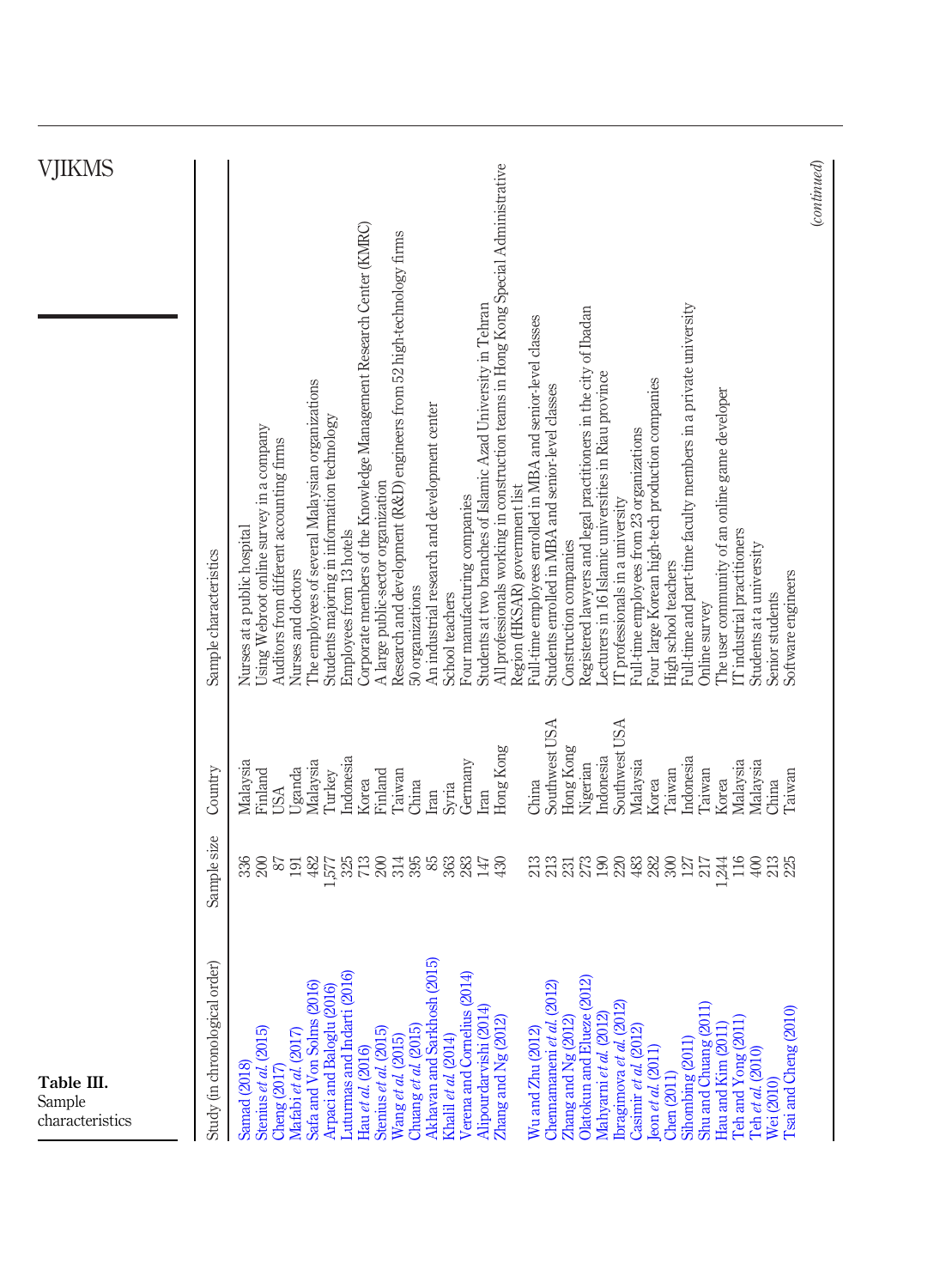**Table III.** Sample characteristics

| Study (in chronological order) | Sample size | Country | Sample characteristics |
|---|---|---|---|
| Samad (2018) | 336 | Malaysia | Nurses at a public hospital |
| Stenius *et al.* (2015) | 200 | Finland | Using Webroot online survey in a company |
| Cheng (2017) | 87 | USA | Auditors from different accounting firms |
| Mafabi *et al.* (2017) | 191 | Uganda | Nurses and doctors |
| Safa and Von Solms (2016) | 482 | Malaysia | The employees of several Malaysian organizations |
| Arpaci and Baloglu (2016) | 1,577 | Turkey | Students majoring in information technology |
| Luturmas and Indarti (2016) | 325 | Indonesia | Employees from 13 hotels |
| Hau *et al.* (2016) | 713 | Korea | Corporate members of the Knowledge Management Research Center (KMRC) |
| Stenius *et al.* (2015) | 200 | Finland | A large public-sector organization |
| Wang *et al.* (2015) | 314 | Taiwan | Research and development (R&D) engineers from 52 high-technology firms |
| Chuang *et al.* (2015) | 395 | China | 50 organizations |
| Akhavan and Sarkhosh (2015) | 85 | Iran | An industrial research and development center |
| Khalil *et al.* (2014) | 363 | Syria | School teachers |
| Verena and Cornelius (2014) | 283 | Germany | Four manufacturing companies |
| Alipourdarvishi (2014) | 147 | Iran | Students at two branches of Islamic Azad University in Tehran |
| Zhang and Ng (2012) | 430 | Hong Kong | All professionals working in construction teams in Hong Kong Special Administrative Region (HKSAR) government list |
| Wu and Zhu (2012) | 213 | China | Full-time employees enrolled in MBA and senior-level classes |
| Chennamaneni *et al.* (2012) | 213 | Southwest USA | Students enrolled in MBA and senior-level classes |
| Zhang and Ng (2012) | 231 | Hong Kong | Construction companies |
| Olatokun and Elueze (2012) | 273 | Nigerian | Registered lawyers and legal practitioners in the city of Ibadan |
| Mahyarni *et al.* (2012) | 190 | Indonesia | Lecturers in 16 Islamic universities in Riau province |
| Ibragimova *et al.* (2012) | 220 | Southwest USA | IT professionals in a university |
| Casimir *et al.* (2012) | 483 | Malaysia | Full-time employees from 23 organizations |
| Jeon *et al.* (2011) | 282 | Korea | Four large Korean high-tech production companies |
| Chen (2011) | 300 | Taiwan | High school teachers |
| Sihombing (2011) | 127 | Indonesia | Full-time and part-time faculty members in a private university |
| Shu and Chuang (2011) | 217 | Taiwan | Online survey |
| Hau and Kim (2011) | 1,244 | Korea | The user community of an online game developer |
| Teh and Yong (2011) | 116 | Malaysia | IT industrial practitioners |
| Teh *et al.* (2010) | 400 | Malaysia | Students at a university |
| Wei (2010) | 213 | China | Senior students |
| Tsai and Cheng (2010) | 225 | Taiwan | Software engineers |

(*continued*)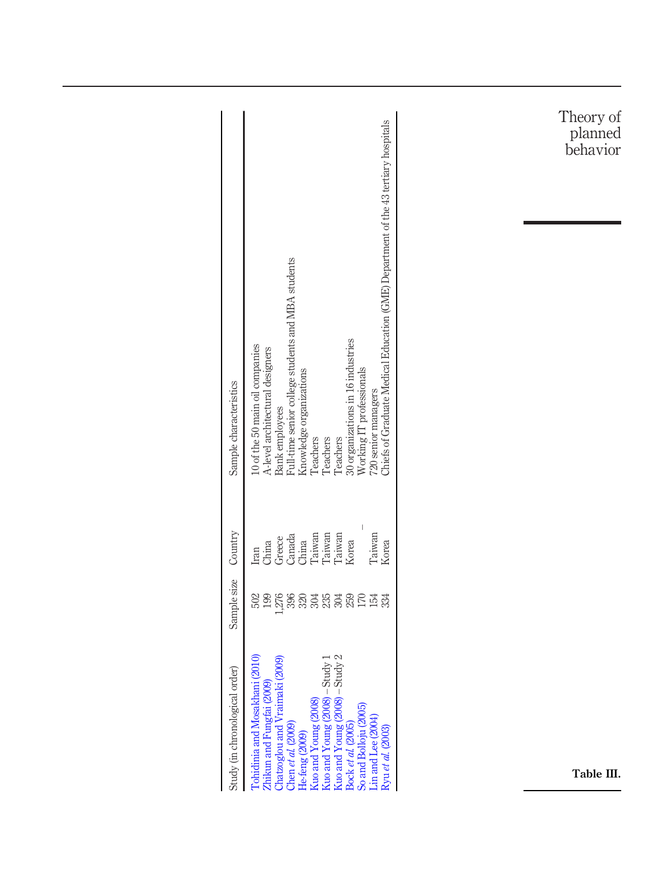| Study (in chronological order) | Sample size | Country | Sample characteristics |
|---|---|---|---|
| Tohidinia and Mosakhani (2010) | 502 | Iran | 10 of the 50 main oil companies |
| Zhikun and Fungfai (2009) | 199 | China | A-level architectural designers |
| Chatzoglou and Vraimaki (2009) | 1,276 | Greece | Bank employees |
| Chen *et al.* (2009) | 396 | Canada | Full-time senior college students and MBA students |
| He-feng (2009) | 320 | China | Knowledge organizations |
| Kuo and Young (2008) | 304 | Taiwan | Teachers |
| Kuo and Young (2008) – Study 1 | 235 | Taiwan | Teachers |
| Kuo and Young (2008) – Study 2 | 304 | Taiwan | Teachers |
| Bock *et al.* (2005) | 259 | Korea | 30 organizations in 16 industries |
| So and Bolloju (2005) | 170 | – | Working IT professionals |
| Lin and Lee (2004) | 154 | Taiwan | 720 senior managers |
| Ryu *et al.* (2003) | 334 | Korea | Chiefs of Graduate Medical Education (GME) Department of the 43 tertiary hospitals |

**Table III.**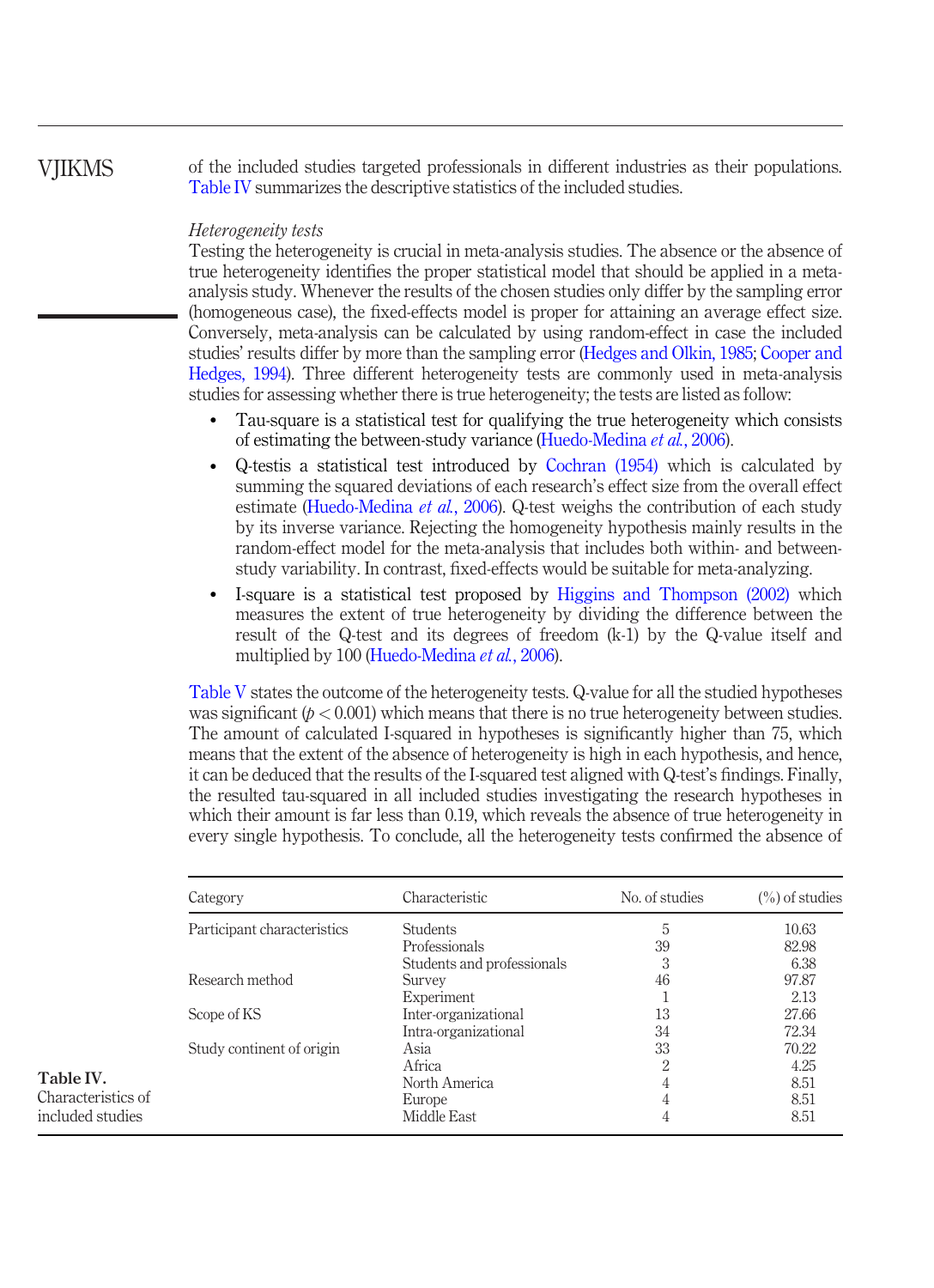of the included studies targeted professionals in different industries as their populations. Table IV summarizes the descriptive statistics of the included studies.

*Heterogeneity tests*

Testing the heterogeneity is crucial in meta-analysis studies. The absence or the absence of true heterogeneity identifies the proper statistical model that should be applied in a meta-analysis study. Whenever the results of the chosen studies only differ by the sampling error (homogeneous case), the fixed-effects model is proper for attaining an average effect size. Conversely, meta-analysis can be calculated by using random-effect in case the included studies' results differ by more than the sampling error (Hedges and Olkin, 1985; Cooper and Hedges, 1994). Three different heterogeneity tests are commonly used in meta-analysis studies for assessing whether there is true heterogeneity; the tests are listed as follow:

- Tau-square is a statistical test for qualifying the true heterogeneity which consists of estimating the between-study variance (Huedo-Medina *et al.*, 2006).
- Q-testis a statistical test introduced by Cochran (1954) which is calculated by summing the squared deviations of each research's effect size from the overall effect estimate (Huedo-Medina *et al.*, 2006). Q-test weighs the contribution of each study by its inverse variance. Rejecting the homogeneity hypothesis mainly results in the random-effect model for the meta-analysis that includes both within- and between-study variability. In contrast, fixed-effects would be suitable for meta-analyzing.
- I-square is a statistical test proposed by Higgins and Thompson (2002) which measures the extent of true heterogeneity by dividing the difference between the result of the Q-test and its degrees of freedom (k-1) by the Q-value itself and multiplied by 100 (Huedo-Medina *et al.*, 2006).

Table V states the outcome of the heterogeneity tests. Q-value for all the studied hypotheses was significant ($p < 0.001$) which means that there is no true heterogeneity between studies. The amount of calculated I-squared in hypotheses is significantly higher than 75, which means that the extent of the absence of heterogeneity is high in each hypothesis, and hence, it can be deduced that the results of the I-squared test aligned with Q-test's findings. Finally, the resulted tau-squared in all included studies investigating the research hypotheses in which their amount is far less than 0.19, which reveals the absence of true heterogeneity in every single hypothesis. To conclude, all the heterogeneity tests confirmed the absence of

| Category | Characteristic | No. of studies | (%) of studies |
|---|---|---|---|
| Participant characteristics | Students | 5 | 10.63 |
| | Professionals | 39 | 82.98 |
| | Students and professionals | 3 | 6.38 |
| Research method | Survey | 46 | 97.87 |
| | Experiment | 1 | 2.13 |
| Scope of KS | Inter-organizational | 13 | 27.66 |
| | Intra-organizational | 34 | 72.34 |
| Study continent of origin | Asia | 33 | 70.22 |
| | Africa | 2 | 4.25 |
| | North America | 4 | 8.51 |
| | Europe | 4 | 8.51 |
| | Middle East | 4 | 8.51 |

**Table IV.** Characteristics of included studies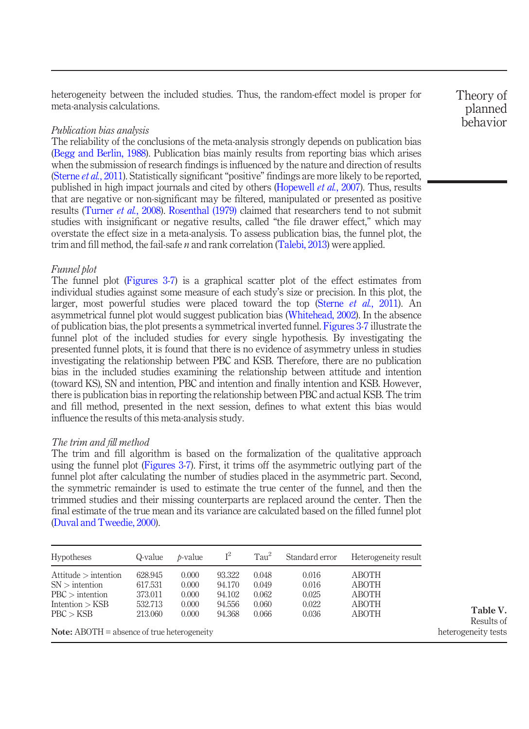heterogeneity between the included studies. Thus, the random-effect model is proper for meta-analysis calculations.

### *Publication bias analysis*

The reliability of the conclusions of the meta-analysis strongly depends on publication bias (Begg and Berlin, 1988). Publication bias mainly results from reporting bias which arises when the submission of research findings is influenced by the nature and direction of results (Sterne *et al.*, 2011). Statistically significant "positive" findings are more likely to be reported, published in high impact journals and cited by others (Hopewell *et al.*, 2007). Thus, results that are negative or non-significant may be filtered, manipulated or presented as positive results (Turner *et al.*, 2008). Rosenthal (1979) claimed that researchers tend to not submit studies with insignificant or negative results, called "the file drawer effect," which may overstate the effect size in a meta-analysis. To assess publication bias, the funnel plot, the trim and fill method, the fail-safe *n* and rank correlation (Talebi, 2013) were applied.

### *Funnel plot*

The funnel plot (Figures 3-7) is a graphical scatter plot of the effect estimates from individual studies against some measure of each study's size or precision. In this plot, the larger, most powerful studies were placed toward the top (Sterne *et al.*, 2011). An asymmetrical funnel plot would suggest publication bias (Whitehead, 2002). In the absence of publication bias, the plot presents a symmetrical inverted funnel. Figures 3-7 illustrate the funnel plot of the included studies for every single hypothesis. By investigating the presented funnel plots, it is found that there is no evidence of asymmetry unless in studies investigating the relationship between PBC and KSB. Therefore, there are no publication bias in the included studies examining the relationship between attitude and intention (toward KS), SN and intention, PBC and intention and finally intention and KSB. However, there is publication bias in reporting the relationship between PBC and actual KSB. The trim and fill method, presented in the next session, defines to what extent this bias would influence the results of this meta-analysis study.

### *The trim and fill method*

The trim and fill algorithm is based on the formalization of the qualitative approach using the funnel plot (Figures 3-7). First, it trims off the asymmetric outlying part of the funnel plot after calculating the number of studies placed in the asymmetric part. Second, the symmetric remainder is used to estimate the true center of the funnel, and then the trimmed studies and their missing counterparts are replaced around the center. Then the final estimate of the true mean and its variance are calculated based on the filled funnel plot (Duval and Tweedie, 2000).

| Hypotheses | Q-value | *p*-value | $I^2$ | $Tau^2$ | Standard error | Heterogeneity result |
|---|---|---|---|---|---|---|
| Attitude > intention | 628.945 | 0.000 | 93.322 | 0.048 | 0.016 | ABOTH |
| SN > intention | 617.531 | 0.000 | 94.170 | 0.049 | 0.016 | ABOTH |
| PBC > intention | 373.011 | 0.000 | 94.102 | 0.062 | 0.025 | ABOTH |
| Intention > KSB | 532.713 | 0.000 | 94.556 | 0.060 | 0.022 | ABOTH |
| PBC > KSB | 213.060 | 0.000 | 94.368 | 0.066 | 0.036 | ABOTH |

**Note:** ABOTH = absence of true heterogeneity

**Table V.** Results of heterogeneity tests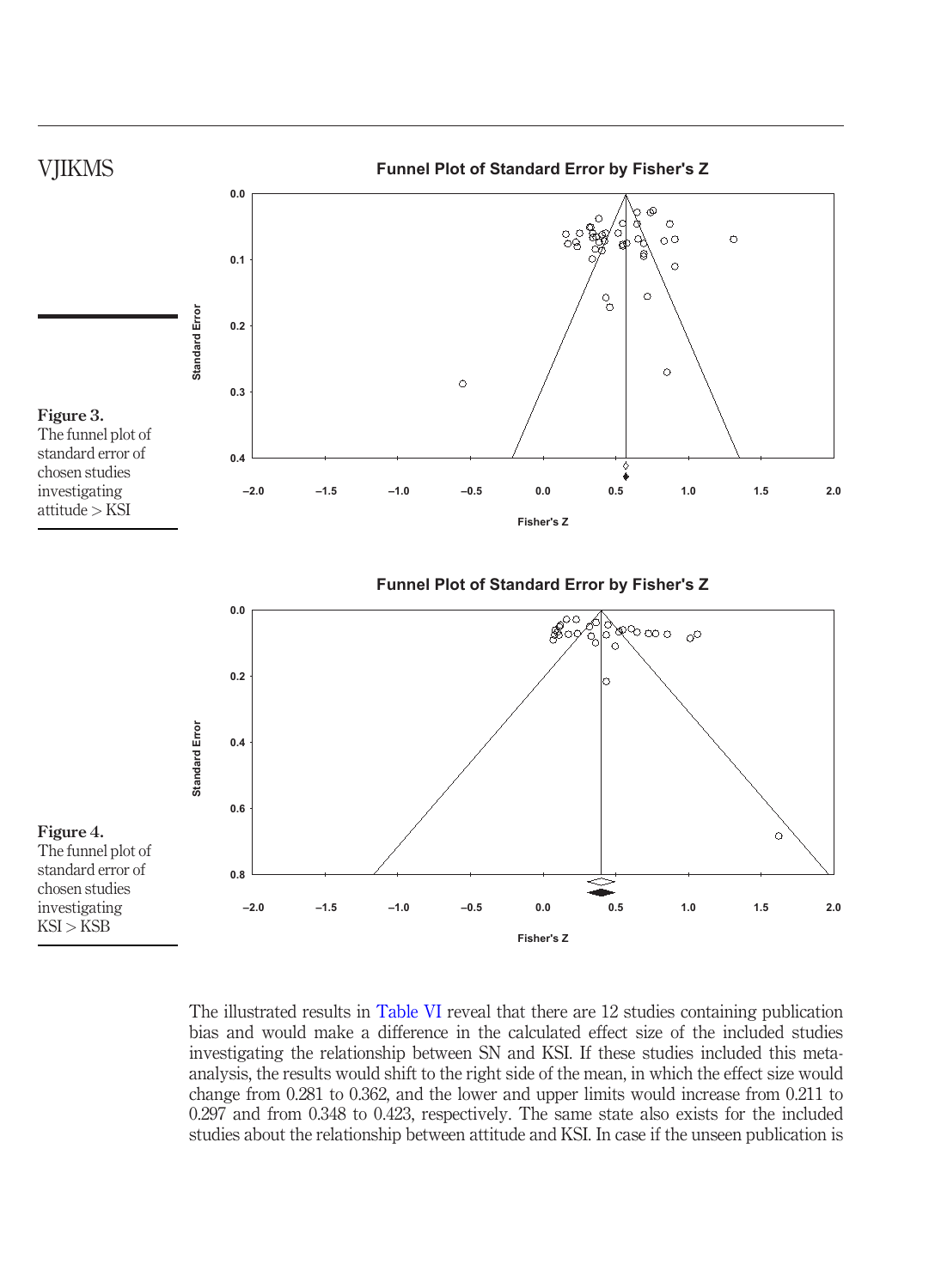**Figure 3.**
The funnel plot of standard error of chosen studies investigating attitude > KSI

**Figure 4.**
The funnel plot of standard error of chosen studies investigating KSI > KSB

The illustrated results in Table VI reveal that there are 12 studies containing publication bias and would make a difference in the calculated effect size of the included studies investigating the relationship between SN and KSI. If these studies included this meta-analysis, the results would shift to the right side of the mean, in which the effect size would change from 0.281 to 0.362, and the lower and upper limits would increase from 0.211 to 0.297 and from 0.348 to 0.423, respectively. The same state also exists for the included studies about the relationship between attitude and KSI. In case if the unseen publication is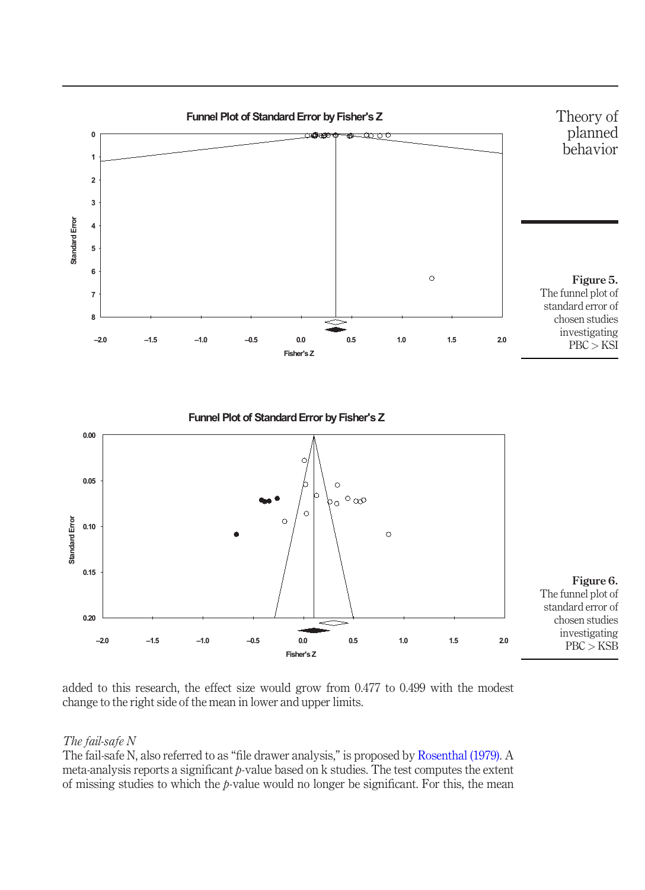**Figure 5.** The funnel plot of standard error of chosen studies investigating PBC > KSI

**Figure 6.** The funnel plot of standard error of chosen studies investigating PBC > KSB

added to this research, the effect size would grow from 0.477 to 0.499 with the modest change to the right side of the mean in lower and upper limits.

*The fail-safe N*

The fail-safe N, also referred to as "file drawer analysis," is proposed by Rosenthal (1979). A meta-analysis reports a significant $p$-value based on k studies. The test computes the extent of missing studies to which the $p$-value would no longer be significant. For this, the mean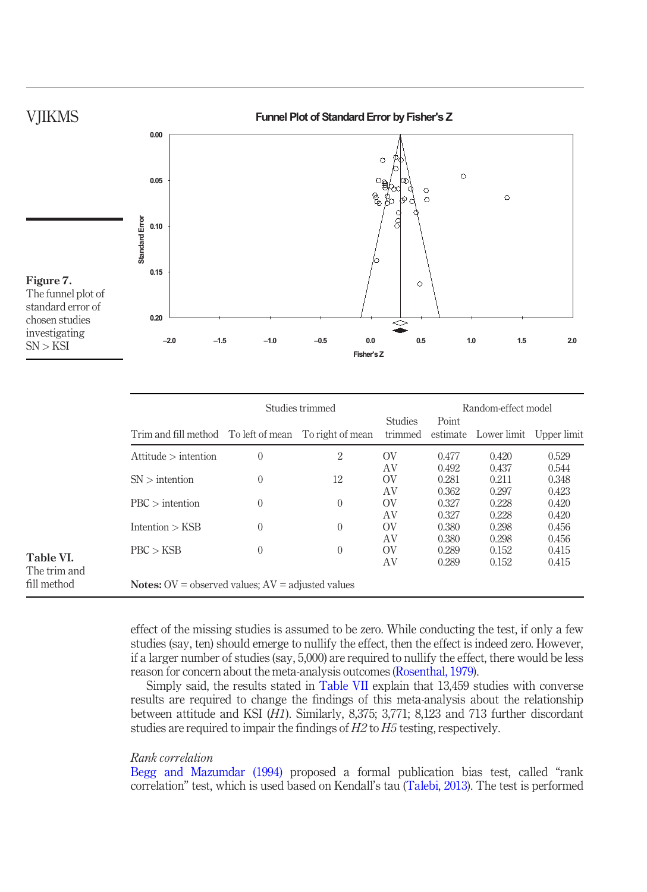**Figure 7.** The funnel plot of standard error of chosen studies investigating SN > KSI

| Trim and fill method | Studies trimmed | | Studies trimmed | Random-effect model | | |
|---|---|---|---|---|---|---|
| | To left of mean | To right of mean | | Point estimate | Lower limit | Upper limit |
| Attitude > intention | 0 | 2 | OV | 0.477 | 0.420 | 0.529 |
| | | | AV | 0.492 | 0.437 | 0.544 |
| SN > intention | 0 | 12 | OV | 0.281 | 0.211 | 0.348 |
| | | | AV | 0.362 | 0.297 | 0.423 |
| PBC > intention | 0 | 0 | OV | 0.327 | 0.228 | 0.420 |
| | | | AV | 0.327 | 0.228 | 0.420 |
| Intention > KSB | 0 | 0 | OV | 0.380 | 0.298 | 0.456 |
| | | | AV | 0.380 | 0.298 | 0.456 |
| PBC > KSB | 0 | 0 | OV | 0.289 | 0.152 | 0.415 |
| | | | AV | 0.289 | 0.152 | 0.415 |

**Notes:** OV = observed values; AV = adjusted values

**Table VI.** The trim and fill method

effect of the missing studies is assumed to be zero. While conducting the test, if only a few studies (say, ten) should emerge to nullify the effect, then the effect is indeed zero. However, if a larger number of studies (say, 5,000) are required to nullify the effect, there would be less reason for concern about the meta-analysis outcomes (Rosenthal, 1979).

Simply said, the results stated in Table VII explain that 13,459 studies with converse results are required to change the findings of this meta-analysis about the relationship between attitude and KSI (*H1*). Similarly, 8,375; 3,771; 8,123 and 713 further discordant studies are required to impair the findings of *H2* to *H5* testing, respectively.

*Rank correlation*

Begg and Mazumdar (1994) proposed a formal publication bias test, called "rank correlation" test, which is used based on Kendall's tau (Talebi, 2013). The test is performed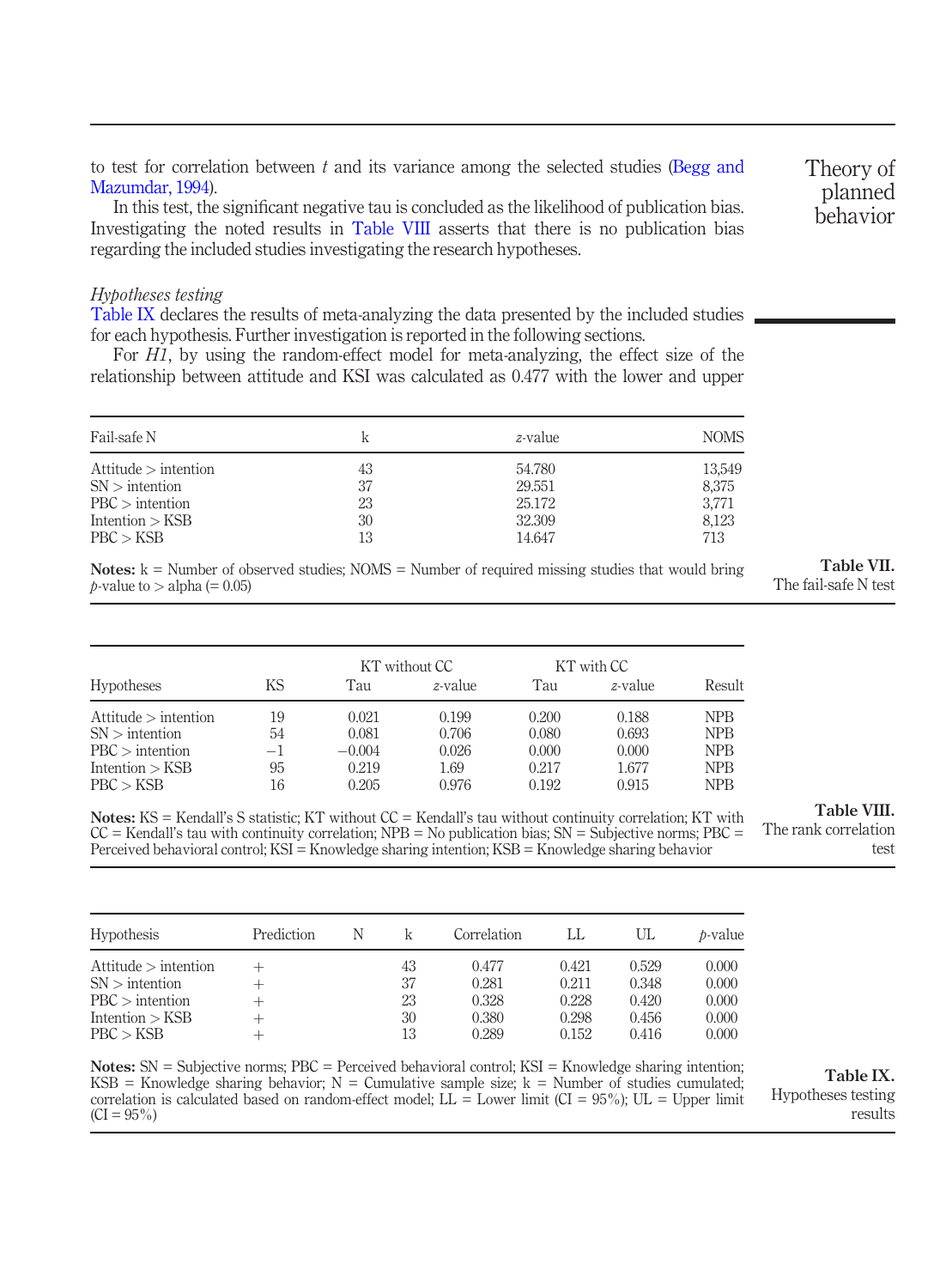to test for correlation between $t$ and its variance among the selected studies (Begg and Mazumdar, 1994).

In this test, the significant negative tau is concluded as the likelihood of publication bias. Investigating the noted results in Table VIII asserts that there is no publication bias regarding the included studies investigating the research hypotheses.

*Hypotheses testing*

Table IX declares the results of meta-analyzing the data presented by the included studies for each hypothesis. Further investigation is reported in the following sections.

For *H1*, by using the random-effect model for meta-analyzing, the effect size of the relationship between attitude and KSI was calculated as 0.477 with the lower and upper

| Fail-safe N | k | z-value | NOMS |
|---|---|---|---|
| Attitude > intention | 43 | 54.780 | 13,549 |
| SN > intention | 37 | 29.551 | 8,375 |
| PBC > intention | 23 | 25.172 | 3,771 |
| Intention > KSB | 30 | 32.309 | 8,123 |
| PBC > KSB | 13 | 14.647 | 713 |

**Notes:** k = Number of observed studies; NOMS = Number of required missing studies that would bring $p$-value to > alpha (= 0.05)

**Table VII.** The fail-safe N test

| Hypotheses | KS | KT without CC | | KT with CC | | Result |
|---|---|---|---|---|---|---|
| | | Tau | z-value | Tau | z-value | |
| Attitude > intention | 19 | 0.021 | 0.199 | 0.200 | 0.188 | NPB |
| SN > intention | 54 | 0.081 | 0.706 | 0.080 | 0.693 | NPB |
| PBC > intention | −1 | −0.004 | 0.026 | 0.000 | 0.000 | NPB |
| Intention > KSB | 95 | 0.219 | 1.69 | 0.217 | 1.677 | NPB |
| PBC > KSB | 16 | 0.205 | 0.976 | 0.192 | 0.915 | NPB |

**Notes:** KS = Kendall's S statistic; KT without CC = Kendall's tau without continuity correlation; KT with CC = Kendall's tau with continuity correlation; NPB = No publication bias; SN = Subjective norms; PBC = Perceived behavioral control; KSI = Knowledge sharing intention; KSB = Knowledge sharing behavior

**Table VIII.** The rank correlation test

| Hypothesis | Prediction | N | k | Correlation | LL | UL | p-value |
|---|---|---|---|---|---|---|---|
| Attitude > intention | + | | 43 | 0.477 | 0.421 | 0.529 | 0.000 |
| SN > intention | + | | 37 | 0.281 | 0.211 | 0.348 | 0.000 |
| PBC > intention | + | | 23 | 0.328 | 0.228 | 0.420 | 0.000 |
| Intention > KSB | + | | 30 | 0.380 | 0.298 | 0.456 | 0.000 |
| PBC > KSB | + | | 13 | 0.289 | 0.152 | 0.416 | 0.000 |

**Notes:** SN = Subjective norms; PBC = Perceived behavioral control; KSI = Knowledge sharing intention; KSB = Knowledge sharing behavior; N = Cumulative sample size; k = Number of studies cumulated; correlation is calculated based on random-effect model; LL = Lower limit (CI = 95%); UL = Upper limit (CI = 95%)

**Table IX.** Hypotheses testing results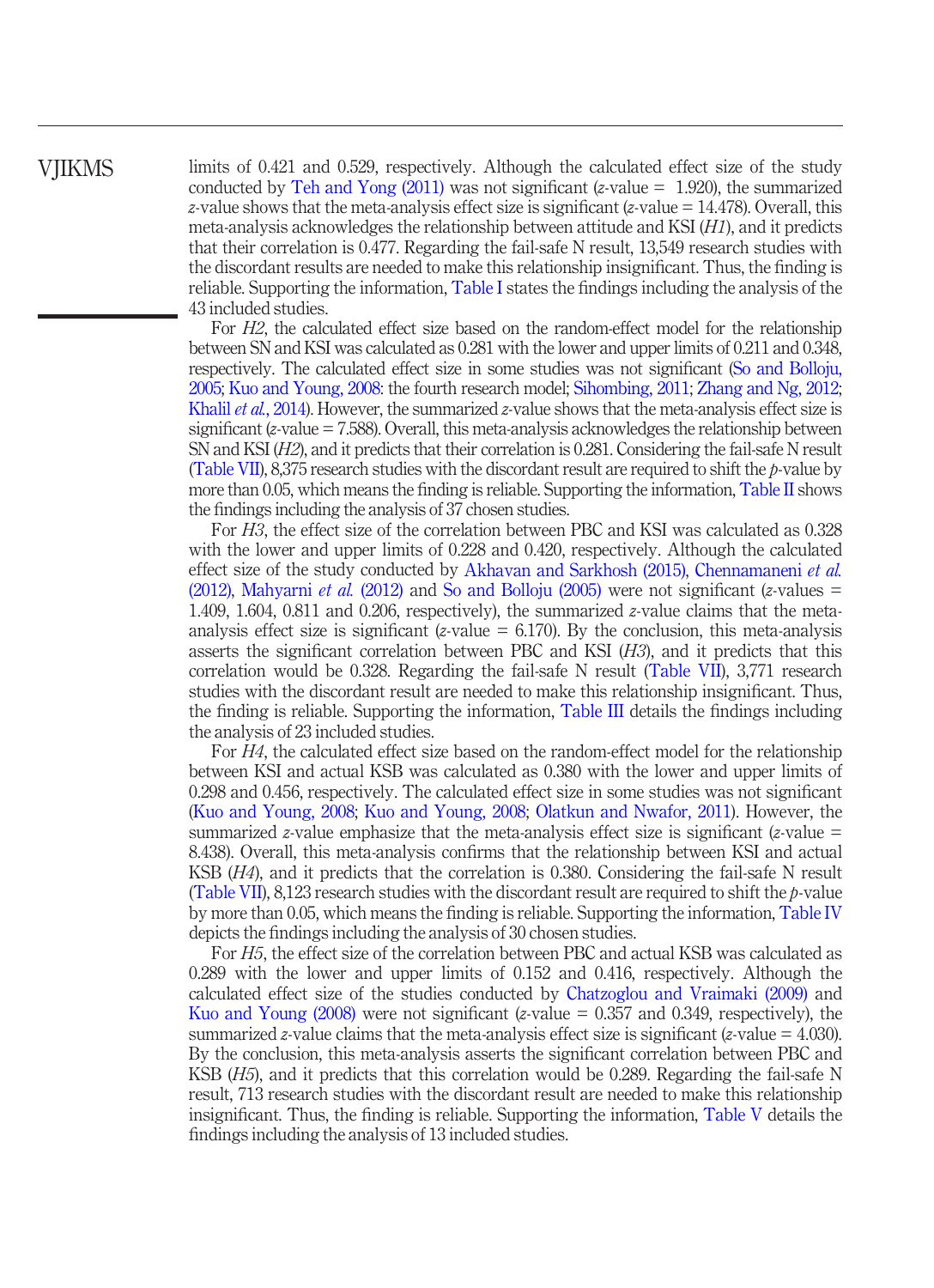limits of 0.421 and 0.529, respectively. Although the calculated effect size of the study conducted by Teh and Yong (2011) was not significant ($z$-value = 1.920), the summarized $z$-value shows that the meta-analysis effect size is significant ($z$-value = 14.478). Overall, this meta-analysis acknowledges the relationship between attitude and KSI (*H1*), and it predicts that their correlation is 0.477. Regarding the fail-safe N result, 13,549 research studies with the discordant results are needed to make this relationship insignificant. Thus, the finding is reliable. Supporting the information, Table I states the findings including the analysis of the 43 included studies.

For *H2*, the calculated effect size based on the random-effect model for the relationship between SN and KSI was calculated as 0.281 with the lower and upper limits of 0.211 and 0.348, respectively. The calculated effect size in some studies was not significant (So and Bolloju, 2005; Kuo and Young, 2008: the fourth research model; Sihombing, 2011; Zhang and Ng, 2012; Khalil *et al.*, 2014). However, the summarized $z$-value shows that the meta-analysis effect size is significant ($z$-value = 7.588). Overall, this meta-analysis acknowledges the relationship between SN and KSI (*H2*), and it predicts that their correlation is 0.281. Considering the fail-safe N result (Table VII), 8,375 research studies with the discordant result are required to shift the $p$-value by more than 0.05, which means the finding is reliable. Supporting the information, Table II shows the findings including the analysis of 37 chosen studies.

For *H3*, the effect size of the correlation between PBC and KSI was calculated as 0.328 with the lower and upper limits of 0.228 and 0.420, respectively. Although the calculated effect size of the study conducted by Akhavan and Sarkhosh (2015), Chennamaneni *et al.* (2012), Mahyarni *et al.* (2012) and So and Bolloju (2005) were not significant ($z$-values = 1.409, 1.604, 0.811 and 0.206, respectively), the summarized $z$-value claims that the meta-analysis effect size is significant ($z$-value = 6.170). By the conclusion, this meta-analysis asserts the significant correlation between PBC and KSI (*H3*), and it predicts that this correlation would be 0.328. Regarding the fail-safe N result (Table VII), 3,771 research studies with the discordant result are needed to make this relationship insignificant. Thus, the finding is reliable. Supporting the information, Table III details the findings including the analysis of 23 included studies.

For *H4*, the calculated effect size based on the random-effect model for the relationship between KSI and actual KSB was calculated as 0.380 with the lower and upper limits of 0.298 and 0.456, respectively. The calculated effect size in some studies was not significant (Kuo and Young, 2008; Kuo and Young, 2008; Olatkun and Nwafor, 2011). However, the summarized $z$-value emphasize that the meta-analysis effect size is significant ($z$-value = 8.438). Overall, this meta-analysis confirms that the relationship between KSI and actual KSB (*H4*), and it predicts that the correlation is 0.380. Considering the fail-safe N result (Table VII), 8,123 research studies with the discordant result are required to shift the $p$-value by more than 0.05, which means the finding is reliable. Supporting the information, Table IV depicts the findings including the analysis of 30 chosen studies.

For *H5*, the effect size of the correlation between PBC and actual KSB was calculated as 0.289 with the lower and upper limits of 0.152 and 0.416, respectively. Although the calculated effect size of the studies conducted by Chatzoglou and Vraimaki (2009) and Kuo and Young (2008) were not significant ($z$-value = 0.357 and 0.349, respectively), the summarized $z$-value claims that the meta-analysis effect size is significant ($z$-value = 4.030). By the conclusion, this meta-analysis asserts the significant correlation between PBC and KSB (*H5*), and it predicts that this correlation would be 0.289. Regarding the fail-safe N result, 713 research studies with the discordant result are needed to make this relationship insignificant. Thus, the finding is reliable. Supporting the information, Table V details the findings including the analysis of 13 included studies.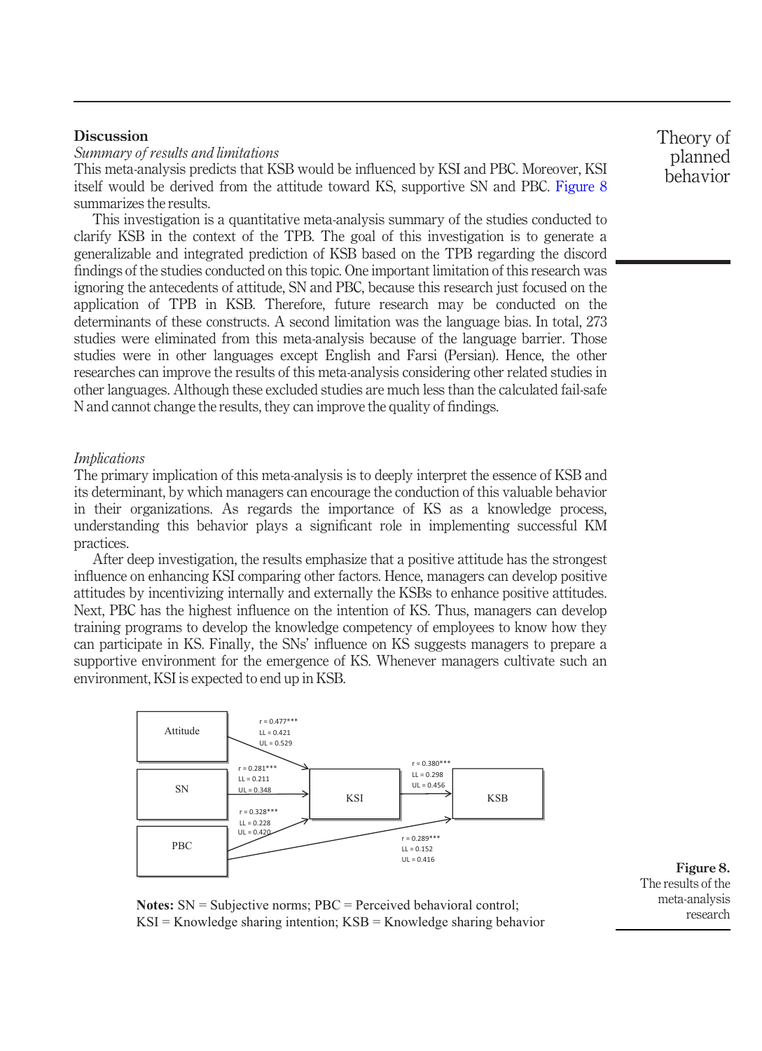## Discussion

### *Summary of results and limitations*

This meta-analysis predicts that KSB would be influenced by KSI and PBC. Moreover, KSI itself would be derived from the attitude toward KS, supportive SN and PBC. Figure 8 summarizes the results.

This investigation is a quantitative meta-analysis summary of the studies conducted to clarify KSB in the context of the TPB. The goal of this investigation is to generate a generalizable and integrated prediction of KSB based on the TPB regarding the discord findings of the studies conducted on this topic. One important limitation of this research was ignoring the antecedents of attitude, SN and PBC, because this research just focused on the application of TPB in KSB. Therefore, future research may be conducted on the determinants of these constructs. A second limitation was the language bias. In total, 273 studies were eliminated from this meta-analysis because of the language barrier. Those studies were in other languages except English and Farsi (Persian). Hence, the other researches can improve the results of this meta-analysis considering other related studies in other languages. Although these excluded studies are much less than the calculated fail-safe N and cannot change the results, they can improve the quality of findings.

### *Implications*

The primary implication of this meta-analysis is to deeply interpret the essence of KSB and its determinant, by which managers can encourage the conduction of this valuable behavior in their organizations. As regards the importance of KS as a knowledge process, understanding this behavior plays a significant role in implementing successful KM practices.

After deep investigation, the results emphasize that a positive attitude has the strongest influence on enhancing KSI comparing other factors. Hence, managers can develop positive attitudes by incentivizing internally and externally the KSBs to enhance positive attitudes. Next, PBC has the highest influence on the intention of KS. Thus, managers can develop training programs to develop the knowledge competency of employees to know how they can participate in KS. Finally, the SNs' influence on KS suggests managers to prepare a supportive environment for the emergence of KS. Whenever managers cultivate such an environment, KSI is expected to end up in KSB.

| Path | r | LL | UL |
|---|---|---|---|
| Attitude → KSI | 0.477*** | 0.421 | 0.529 |
| SN → KSI | 0.281*** | 0.211 | 0.348 |
| PBC → KSI | 0.328*** | 0.228 | 0.420 |
| KSI → KSB | 0.380*** | 0.298 | 0.456 |
| PBC → KSB | 0.289*** | 0.152 | 0.416 |

**Notes:** SN = Subjective norms; PBC = Perceived behavioral control; KSI = Knowledge sharing intention; KSB = Knowledge sharing behavior

**Figure 8.** The results of the meta-analysis research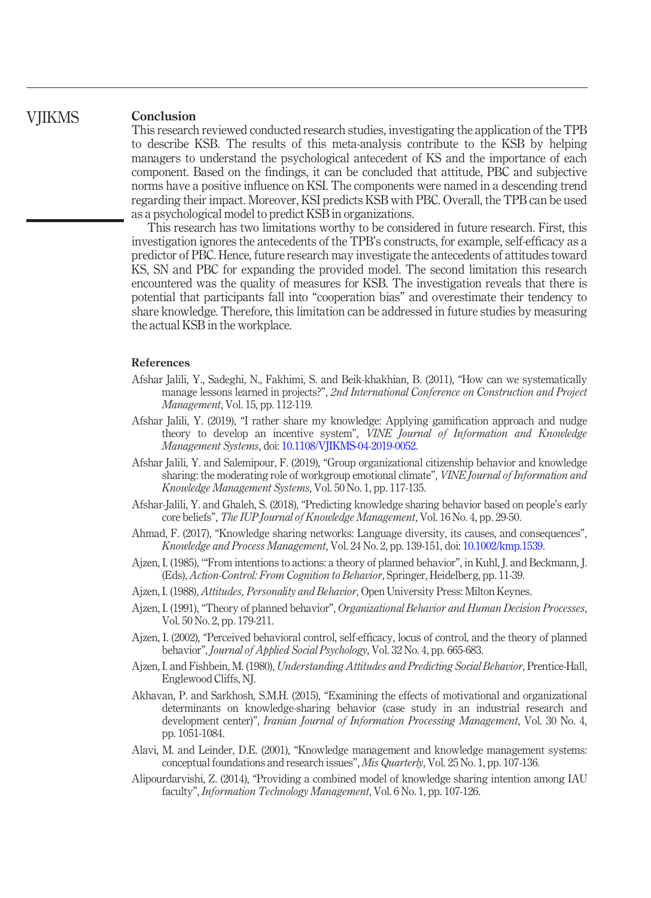## Conclusion

This research reviewed conducted research studies, investigating the application of the TPB to describe KSB. The results of this meta-analysis contribute to the KSB by helping managers to understand the psychological antecedent of KS and the importance of each component. Based on the findings, it can be concluded that attitude, PBC and subjective norms have a positive influence on KSI. The components were named in a descending trend regarding their impact. Moreover, KSI predicts KSB with PBC. Overall, the TPB can be used as a psychological model to predict KSB in organizations.

This research has two limitations worthy to be considered in future research. First, this investigation ignores the antecedents of the TPB's constructs, for example, self-efficacy as a predictor of PBC. Hence, future research may investigate the antecedents of attitudes toward KS, SN and PBC for expanding the provided model. The second limitation this research encountered was the quality of measures for KSB. The investigation reveals that there is potential that participants fall into "cooperation bias" and overestimate their tendency to share knowledge. Therefore, this limitation can be addressed in future studies by measuring the actual KSB in the workplace.

## References

Afshar Jalili, Y., Sadeghi, N., Fakhimi, S. and Beik-khakhian, B. (2011), "How can we systematically manage lessons learned in projects?", *2nd International Conference on Construction and Project Management*, Vol. 15, pp. 112-119.

Afshar Jalili, Y. (2019), "I rather share my knowledge: Applying gamification approach and nudge theory to develop an incentive system", *VINE Journal of Information and Knowledge Management Systems*, doi: 10.1108/VJIKMS-04-2019-0052.

Afshar Jalili, Y. and Salemipour, F. (2019), "Group organizational citizenship behavior and knowledge sharing: the moderating role of workgroup emotional climate", *VINE Journal of Information and Knowledge Management Systems*, Vol. 50 No. 1, pp. 117-135.

Afshar-Jalili, Y. and Ghaleh, S. (2018), "Predicting knowledge sharing behavior based on people's early core beliefs", *The IUP Journal of Knowledge Management*, Vol. 16 No. 4, pp. 29-50.

Ahmad, F. (2017), "Knowledge sharing networks: Language diversity, its causes, and consequences", *Knowledge and Process Management*, Vol. 24 No. 2, pp. 139-151, doi: 10.1002/kmp.1539.

Ajzen, I. (1985), "'From intentions to actions: a theory of planned behavior", in Kuhl, J. and Beckmann, J. (Eds), *Action-Control: From Cognition to Behavior*, Springer, Heidelberg, pp. 11-39.

Ajzen, I. (1988), *Attitudes, Personality and Behavior*, Open University Press: Milton Keynes.

Ajzen, I. (1991), "Theory of planned behavior", *Organizational Behavior and Human Decision Processes*, Vol. 50 No. 2, pp. 179-211.

Ajzen, I. (2002), "Perceived behavioral control, self-efficacy, locus of control, and the theory of planned behavior", *Journal of Applied Social Psychology*, Vol. 32 No. 4, pp. 665-683.

Ajzen, I. and Fishbein, M. (1980), *Understanding Attitudes and Predicting Social Behavior*, Prentice-Hall, Englewood Cliffs, NJ.

Akhavan, P. and Sarkhosh, S.M.H. (2015), "Examining the effects of motivational and organizational determinants on knowledge-sharing behavior (case study in an industrial research and development center)", *Iranian Journal of Information Processing Management*, Vol. 30 No. 4, pp. 1051-1084.

Alavi, M. and Leinder, D.E. (2001), "Knowledge management and knowledge management systems: conceptual foundations and research issues", *Mis Quarterly*, Vol. 25 No. 1, pp. 107-136.

Alipourdarvishi, Z. (2014), "Providing a combined model of knowledge sharing intention among IAU faculty", *Information Technology Management*, Vol. 6 No. 1, pp. 107-126.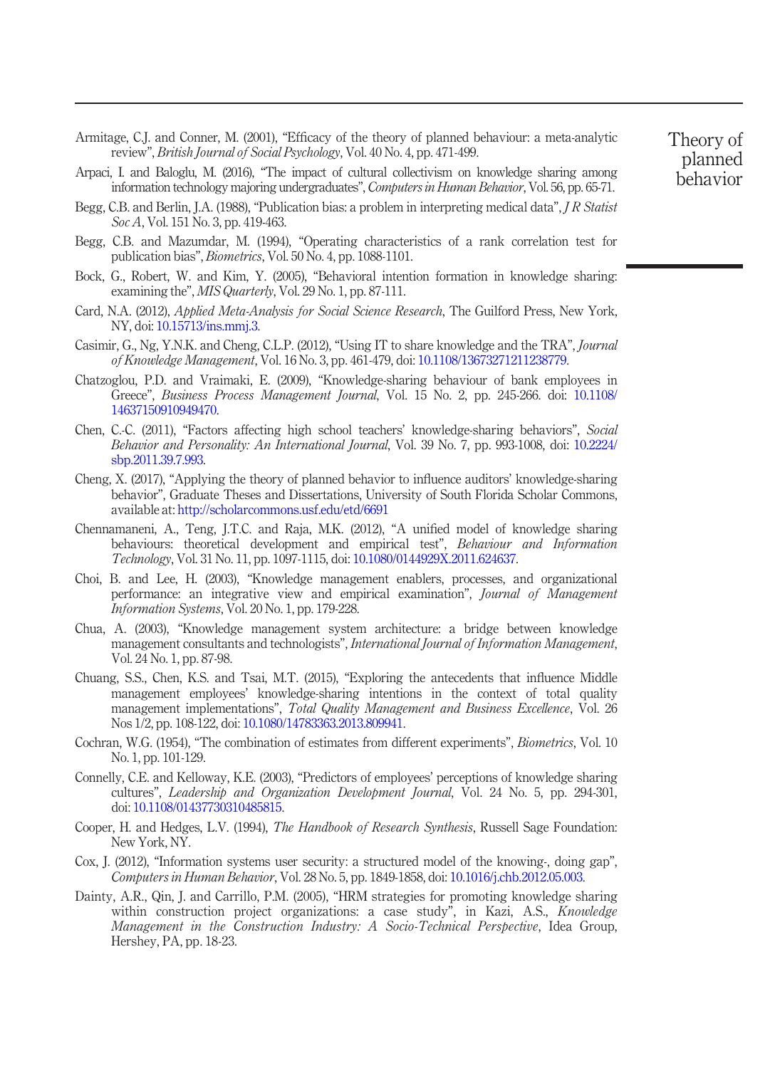Armitage, C.J. and Conner, M. (2001), "Efficacy of the theory of planned behaviour: a meta-analytic review", *British Journal of Social Psychology*, Vol. 40 No. 4, pp. 471-499.

Arpaci, I. and Baloglu, M. (2016), "The impact of cultural collectivism on knowledge sharing among information technology majoring undergraduates", *Computers in Human Behavior*, Vol. 56, pp. 65-71.

Begg, C.B. and Berlin, J.A. (1988), "Publication bias: a problem in interpreting medical data", *J R Statist Soc A*, Vol. 151 No. 3, pp. 419-463.

Begg, C.B. and Mazumdar, M. (1994), "Operating characteristics of a rank correlation test for publication bias", *Biometrics*, Vol. 50 No. 4, pp. 1088-1101.

Bock, G., Robert, W. and Kim, Y. (2005), "Behavioral intention formation in knowledge sharing: examining the", *MIS Quarterly*, Vol. 29 No. 1, pp. 87-111.

Card, N.A. (2012), *Applied Meta-Analysis for Social Science Research*, The Guilford Press, New York, NY, doi: 10.15713/ins.mmj.3.

Casimir, G., Ng, Y.N.K. and Cheng, C.L.P. (2012), "Using IT to share knowledge and the TRA", *Journal of Knowledge Management*, Vol. 16 No. 3, pp. 461-479, doi: 10.1108/13673271211238779.

Chatzoglou, P.D. and Vraimaki, E. (2009), "Knowledge-sharing behaviour of bank employees in Greece", *Business Process Management Journal*, Vol. 15 No. 2, pp. 245-266. doi: 10.1108/14637150910949470.

Chen, C.-C. (2011), "Factors affecting high school teachers' knowledge-sharing behaviors", *Social Behavior and Personality: An International Journal*, Vol. 39 No. 7, pp. 993-1008, doi: 10.2224/sbp.2011.39.7.993.

Cheng, X. (2017), "Applying the theory of planned behavior to influence auditors' knowledge-sharing behavior", Graduate Theses and Dissertations, University of South Florida Scholar Commons, available at: http://scholarcommons.usf.edu/etd/6691

Chennamaneni, A., Teng, J.T.C. and Raja, M.K. (2012), "A unified model of knowledge sharing behaviours: theoretical development and empirical test", *Behaviour and Information Technology*, Vol. 31 No. 11, pp. 1097-1115, doi: 10.1080/0144929X.2011.624637.

Choi, B. and Lee, H. (2003), "Knowledge management enablers, processes, and organizational performance: an integrative view and empirical examination", *Journal of Management Information Systems*, Vol. 20 No. 1, pp. 179-228.

Chua, A. (2003), "Knowledge management system architecture: a bridge between knowledge management consultants and technologists", *International Journal of Information Management*, Vol. 24 No. 1, pp. 87-98.

Chuang, S.S., Chen, K.S. and Tsai, M.T. (2015), "Exploring the antecedents that influence Middle management employees' knowledge-sharing intentions in the context of total quality management implementations", *Total Quality Management and Business Excellence*, Vol. 26 Nos 1/2, pp. 108-122, doi: 10.1080/14783363.2013.809941.

Cochran, W.G. (1954), "The combination of estimates from different experiments", *Biometrics*, Vol. 10 No. 1, pp. 101-129.

Connelly, C.E. and Kelloway, K.E. (2003), "Predictors of employees' perceptions of knowledge sharing cultures", *Leadership and Organization Development Journal*, Vol. 24 No. 5, pp. 294-301, doi: 10.1108/01437730310485815.

Cooper, H. and Hedges, L.V. (1994), *The Handbook of Research Synthesis*, Russell Sage Foundation: New York, NY.

Cox, J. (2012), "Information systems user security: a structured model of the knowing-, doing gap", *Computers in Human Behavior*, Vol. 28 No. 5, pp. 1849-1858, doi: 10.1016/j.chb.2012.05.003.

Dainty, A.R., Qin, J. and Carrillo, P.M. (2005), "HRM strategies for promoting knowledge sharing within construction project organizations: a case study", in Kazi, A.S., *Knowledge Management in the Construction Industry: A Socio-Technical Perspective*, Idea Group, Hershey, PA, pp. 18-23.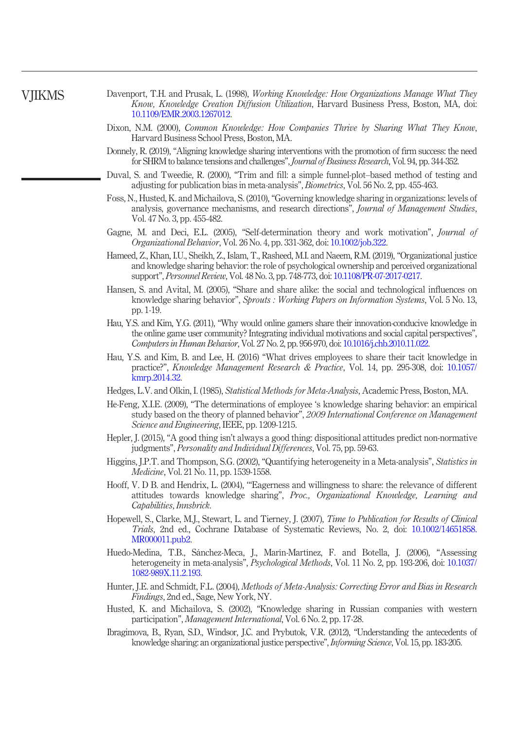Davenport, T.H. and Prusak, L. (1998), *Working Knowledge: How Organizations Manage What They Know, Knowledge Creation Diffusion Utilization*, Harvard Business Press, Boston, MA, doi: 10.1109/EMR.2003.1267012.

Dixon, N.M. (2000), *Common Knowledge: How Companies Thrive by Sharing What They Know*, Harvard Business School Press, Boston, MA.

Donnely, R. (2019), "Aligning knowledge sharing interventions with the promotion of firm success: the need for SHRM to balance tensions and challenges", *Journal of Business Research*, Vol. 94, pp. 344-352.

Duval, S. and Tweedie, R. (2000), "Trim and fill: a simple funnel-plot–based method of testing and adjusting for publication bias in meta-analysis", *Biometrics*, Vol. 56 No. 2, pp. 455-463.

Foss, N., Husted, K. and Michailova, S. (2010), "Governing knowledge sharing in organizations: levels of analysis, governance mechanisms, and research directions", *Journal of Management Studies*, Vol. 47 No. 3, pp. 455-482.

Gagne, M. and Deci, E.L. (2005), "Self-determination theory and work motivation", *Journal of Organizational Behavior*, Vol. 26 No. 4, pp. 331-362, doi: 10.1002/job.322.

Hameed, Z., Khan, I.U., Sheikh, Z., Islam, T., Rasheed, M.I. and Naeem, R.M. (2019), "Organizational justice and knowledge sharing behavior: the role of psychological ownership and perceived organizational support", *Personnel Review*, Vol. 48 No. 3, pp. 748-773, doi: 10.1108/PR-07-2017-0217.

Hansen, S. and Avital, M. (2005), "Share and share alike: the social and technological influences on knowledge sharing behavior", *Sprouts : Working Papers on Information Systems*, Vol. 5 No. 13, pp. 1-19.

Hau, Y.S. and Kim, Y.G. (2011), "Why would online gamers share their innovation-conducive knowledge in the online game user community? Integrating individual motivations and social capital perspectives", *Computers in Human Behavior*, Vol. 27 No. 2, pp. 956-970, doi: 10.1016/j.chb.2010.11.022.

Hau, Y.S. and Kim, B. and Lee, H. (2016) "What drives employees to share their tacit knowledge in practice?", *Knowledge Management Research & Practice*, Vol. 14, pp. 295-308, doi: 10.1057/kmrp.2014.32.

Hedges, L.V. and Olkin, I. (1985), *Statistical Methods for Meta-Analysis*, Academic Press, Boston, MA.

He-Feng, X.I.E. (2009), "The determinations of employee 's knowledge sharing behavior: an empirical study based on the theory of planned behavior", *2009 International Conference on Management Science and Engineering*, IEEE, pp. 1209-1215.

Hepler, J. (2015), "A good thing isn't always a good thing: dispositional attitudes predict non-normative judgments", *Personality and Individual Differences*, Vol. 75, pp. 59-63.

Higgins, J.P.T. and Thompson, S.G. (2002), "Quantifying heterogeneity in a Meta-analysis", *Statistics in Medicine*, Vol. 21 No. 11, pp. 1539-1558.

Hooff, V. D B. and Hendrix, L. (2004), "'Eagerness and willingness to share: the relevance of different attitudes towards knowledge sharing", *Proc., Organizational Knowledge, Learning and Capabilities*, *Innsbrick*.

Hopewell, S., Clarke, M.J., Stewart, L. and Tierney, J. (2007), *Time to Publication for Results of Clinical Trials*, 2nd ed., Cochrane Database of Systematic Reviews, No. 2, doi: 10.1002/14651858.MR000011.pub2.

Huedo-Medina, T.B., Sánchez-Meca, J., Marín-Martínez, F. and Botella, J. (2006), "Assessing heterogeneity in meta-analysis", *Psychological Methods*, Vol. 11 No. 2, pp. 193-206, doi: 10.1037/1082-989X.11.2.193.

Hunter, J.E. and Schmidt, F.L. (2004), *Methods of Meta-Analysis: Correcting Error and Bias in Research Findings*, 2nd ed., Sage, New York, NY.

Husted, K. and Michailova, S. (2002), "Knowledge sharing in Russian companies with western participation", *Management International*, Vol. 6 No. 2, pp. 17-28.

Ibragimova, B., Ryan, S.D., Windsor, J.C. and Prybutok, V.R. (2012), "Understanding the antecedents of knowledge sharing: an organizational justice perspective", *Informing Science*, Vol. 15, pp. 183-205.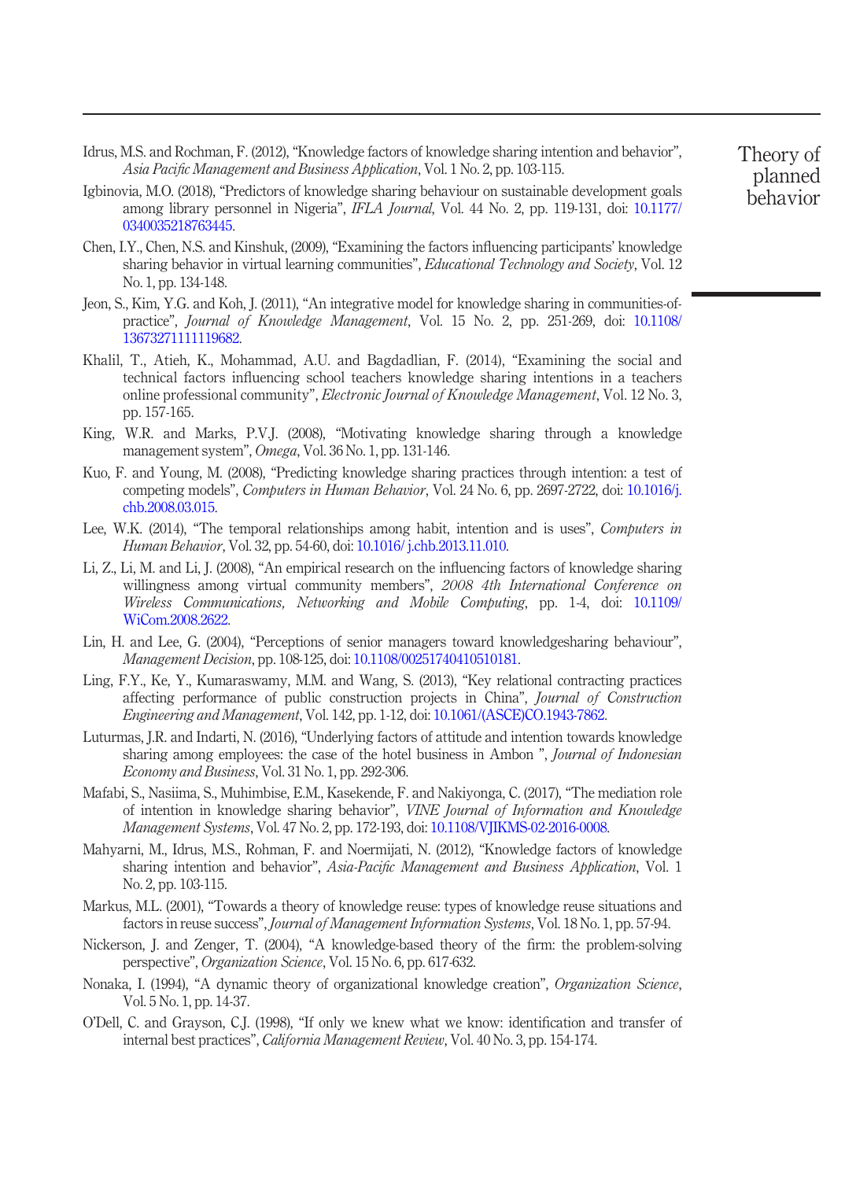Idrus, M.S. and Rochman, F. (2012), "Knowledge factors of knowledge sharing intention and behavior", *Asia Pacific Management and Business Application*, Vol. 1 No. 2, pp. 103-115.

Igbinovia, M.O. (2018), "Predictors of knowledge sharing behaviour on sustainable development goals among library personnel in Nigeria", *IFLA Journal*, Vol. 44 No. 2, pp. 119-131, doi: 10.1177/0340035218763445.

Chen, I.Y., Chen, N.S. and Kinshuk, (2009), "Examining the factors influencing participants' knowledge sharing behavior in virtual learning communities", *Educational Technology and Society*, Vol. 12 No. 1, pp. 134-148.

Jeon, S., Kim, Y.G. and Koh, J. (2011), "An integrative model for knowledge sharing in communities-of-practice", *Journal of Knowledge Management*, Vol. 15 No. 2, pp. 251-269, doi: 10.1108/13673271111119682.

Khalil, T., Atieh, K., Mohammad, A.U. and Bagdadlian, F. (2014), "Examining the social and technical factors influencing school teachers knowledge sharing intentions in a teachers online professional community", *Electronic Journal of Knowledge Management*, Vol. 12 No. 3, pp. 157-165.

King, W.R. and Marks, P.V.J. (2008), "Motivating knowledge sharing through a knowledge management system", *Omega*, Vol. 36 No. 1, pp. 131-146.

Kuo, F. and Young, M. (2008), "Predicting knowledge sharing practices through intention: a test of competing models", *Computers in Human Behavior*, Vol. 24 No. 6, pp. 2697-2722, doi: 10.1016/j.chb.2008.03.015.

Lee, W.K. (2014), "The temporal relationships among habit, intention and is uses", *Computers in Human Behavior*, Vol. 32, pp. 54-60, doi: 10.1016/ j.chb.2013.11.010.

Li, Z., Li, M. and Li, J. (2008), "An empirical research on the influencing factors of knowledge sharing willingness among virtual community members", *2008 4th International Conference on Wireless Communications, Networking and Mobile Computing*, pp. 1-4, doi: 10.1109/WiCom.2008.2622.

Lin, H. and Lee, G. (2004), "Perceptions of senior managers toward knowledgesharing behaviour", *Management Decision*, pp. 108-125, doi: 10.1108/00251740410510181.

Ling, F.Y., Ke, Y., Kumaraswamy, M.M. and Wang, S. (2013), "Key relational contracting practices affecting performance of public construction projects in China", *Journal of Construction Engineering and Management*, Vol. 142, pp. 1-12, doi: 10.1061/(ASCE)CO.1943-7862.

Luturmas, J.R. and Indarti, N. (2016), "Underlying factors of attitude and intention towards knowledge sharing among employees: the case of the hotel business in Ambon ", *Journal of Indonesian Economy and Business*, Vol. 31 No. 1, pp. 292-306.

Mafabi, S., Nasiima, S., Muhimbise, E.M., Kasekende, F. and Nakiyonga, C. (2017), "The mediation role of intention in knowledge sharing behavior", *VINE Journal of Information and Knowledge Management Systems*, Vol. 47 No. 2, pp. 172-193, doi: 10.1108/VJIKMS-02-2016-0008.

Mahyarni, M., Idrus, M.S., Rohman, F. and Noermijati, N. (2012), "Knowledge factors of knowledge sharing intention and behavior", *Asia-Pacific Management and Business Application*, Vol. 1 No. 2, pp. 103-115.

Markus, M.L. (2001), "Towards a theory of knowledge reuse: types of knowledge reuse situations and factors in reuse success", *Journal of Management Information Systems*, Vol. 18 No. 1, pp. 57-94.

Nickerson, J. and Zenger, T. (2004), "A knowledge-based theory of the firm: the problem-solving perspective", *Organization Science*, Vol. 15 No. 6, pp. 617-632.

Nonaka, I. (1994), "A dynamic theory of organizational knowledge creation", *Organization Science*, Vol. 5 No. 1, pp. 14-37.

O'Dell, C. and Grayson, C.J. (1998), "If only we knew what we know: identification and transfer of internal best practices", *California Management Review*, Vol. 40 No. 3, pp. 154-174.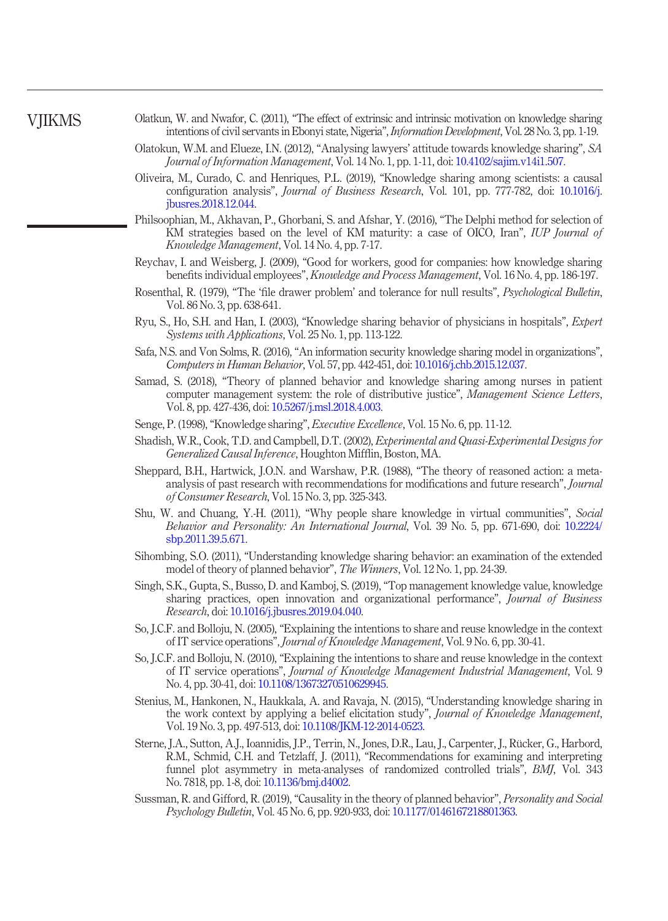Olatkun, W. and Nwafor, C. (2011), "The effect of extrinsic and intrinsic motivation on knowledge sharing intentions of civil servants in Ebonyi state, Nigeria", *Information Development*, Vol. 28 No. 3, pp. 1-19.

Olatokun, W.M. and Elueze, I.N. (2012), "Analysing lawyers' attitude towards knowledge sharing", *SA Journal of Information Management*, Vol. 14 No. 1, pp. 1-11, doi: 10.4102/sajim.v14i1.507.

Oliveira, M., Curado, C. and Henriques, P.L. (2019), "Knowledge sharing among scientists: a causal configuration analysis", *Journal of Business Research*, Vol. 101, pp. 777-782, doi: 10.1016/j.jbusres.2018.12.044.

Philsoophian, M., Akhavan, P., Ghorbani, S. and Afshar, Y. (2016), "The Delphi method for selection of KM strategies based on the level of KM maturity: a case of OICO, Iran", *IUP Journal of Knowledge Management*, Vol. 14 No. 4, pp. 7-17.

Reychav, I. and Weisberg, J. (2009), "Good for workers, good for companies: how knowledge sharing benefits individual employees", *Knowledge and Process Management*, Vol. 16 No. 4, pp. 186-197.

Rosenthal, R. (1979), "The 'file drawer problem' and tolerance for null results", *Psychological Bulletin*, Vol. 86 No. 3, pp. 638-641.

Ryu, S., Ho, S.H. and Han, I. (2003), "Knowledge sharing behavior of physicians in hospitals", *Expert Systems with Applications*, Vol. 25 No. 1, pp. 113-122.

Safa, N.S. and Von Solms, R. (2016), "An information security knowledge sharing model in organizations", *Computers in Human Behavior*, Vol. 57, pp. 442-451, doi: 10.1016/j.chb.2015.12.037.

Samad, S. (2018), "Theory of planned behavior and knowledge sharing among nurses in patient computer management system: the role of distributive justice", *Management Science Letters*, Vol. 8, pp. 427-436, doi: 10.5267/j.msl.2018.4.003.

Senge, P. (1998), "Knowledge sharing", *Executive Excellence*, Vol. 15 No. 6, pp. 11-12.

Shadish, W.R., Cook, T.D. and Campbell, D.T. (2002), *Experimental and Quasi-Experimental Designs for Generalized Causal Inference*, Houghton Mifflin, Boston, MA.

Sheppard, B.H., Hartwick, J.O.N. and Warshaw, P.R. (1988), "The theory of reasoned action: a meta-analysis of past research with recommendations for modifications and future research", *Journal of Consumer Research*, Vol. 15 No. 3, pp. 325-343.

Shu, W. and Chuang, Y.-H. (2011), "Why people share knowledge in virtual communities", *Social Behavior and Personality: An International Journal*, Vol. 39 No. 5, pp. 671-690, doi: 10.2224/sbp.2011.39.5.671.

Sihombing, S.O. (2011), "Understanding knowledge sharing behavior: an examination of the extended model of theory of planned behavior", *The Winners*, Vol. 12 No. 1, pp. 24-39.

Singh, S.K., Gupta, S., Busso, D. and Kamboj, S. (2019), "Top management knowledge value, knowledge sharing practices, open innovation and organizational performance", *Journal of Business Research*, doi: 10.1016/j.jbusres.2019.04.040.

So, J.C.F. and Bolloju, N. (2005), "Explaining the intentions to share and reuse knowledge in the context of IT service operations", *Journal of Knowledge Management*, Vol. 9 No. 6, pp. 30-41.

So, J.C.F. and Bolloju, N. (2010), "Explaining the intentions to share and reuse knowledge in the context of IT service operations", *Journal of Knowledge Management Industrial Management*, Vol. 9 No. 4, pp. 30-41, doi: 10.1108/13673270510629945.

Stenius, M., Hankonen, N., Haukkala, A. and Ravaja, N. (2015), "Understanding knowledge sharing in the work context by applying a belief elicitation study", *Journal of Knowledge Management*, Vol. 19 No. 3, pp. 497-513, doi: 10.1108/JKM-12-2014-0523.

Sterne, J.A., Sutton, A.J., Ioannidis, J.P., Terrin, N., Jones, D.R., Lau, J., Carpenter, J., Rücker, G., Harbord, R.M., Schmid, C.H. and Tetzlaff, J. (2011), "Recommendations for examining and interpreting funnel plot asymmetry in meta-analyses of randomized controlled trials", *BMJ*, Vol. 343 No. 7818, pp. 1-8, doi: 10.1136/bmj.d4002.

Sussman, R. and Gifford, R. (2019), "Causality in the theory of planned behavior", *Personality and Social Psychology Bulletin*, Vol. 45 No. 6, pp. 920-933, doi: 10.1177/0146167218801363.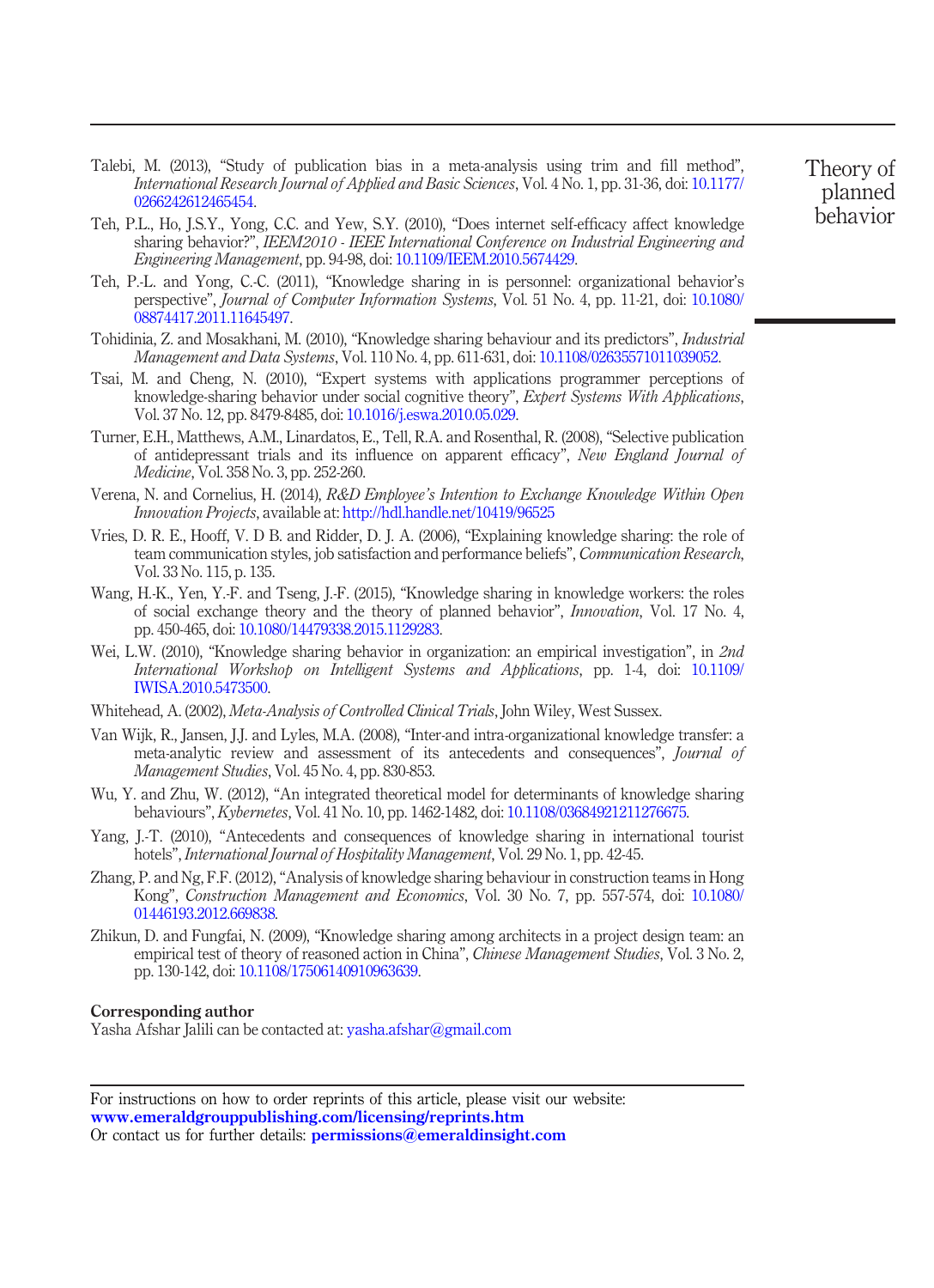Talebi, M. (2013), "Study of publication bias in a meta-analysis using trim and fill method", *International Research Journal of Applied and Basic Sciences*, Vol. 4 No. 1, pp. 31-36, doi: 10.1177/0266242612465454.

Teh, P.L., Ho, J.S.Y., Yong, C.C. and Yew, S.Y. (2010), "Does internet self-efficacy affect knowledge sharing behavior?", *IEEM2010 - IEEE International Conference on Industrial Engineering and Engineering Management*, pp. 94-98, doi: 10.1109/IEEM.2010.5674429.

Teh, P.-L. and Yong, C.-C. (2011), "Knowledge sharing in is personnel: organizational behavior's perspective", *Journal of Computer Information Systems*, Vol. 51 No. 4, pp. 11-21, doi: 10.1080/08874417.2011.11645497.

Tohidinia, Z. and Mosakhani, M. (2010), "Knowledge sharing behaviour and its predictors", *Industrial Management and Data Systems*, Vol. 110 No. 4, pp. 611-631, doi: 10.1108/02635571011039052.

Tsai, M. and Cheng, N. (2010), "Expert systems with applications programmer perceptions of knowledge-sharing behavior under social cognitive theory", *Expert Systems With Applications*, Vol. 37 No. 12, pp. 8479-8485, doi: 10.1016/j.eswa.2010.05.029.

Turner, E.H., Matthews, A.M., Linardatos, E., Tell, R.A. and Rosenthal, R. (2008), "Selective publication of antidepressant trials and its influence on apparent efficacy", *New England Journal of Medicine*, Vol. 358 No. 3, pp. 252-260.

Verena, N. and Cornelius, H. (2014), *R&D Employee's Intention to Exchange Knowledge Within Open Innovation Projects*, available at: http://hdl.handle.net/10419/96525

Vries, D. R. E., Hooff, V. D B. and Ridder, D. J. A. (2006), "Explaining knowledge sharing: the role of team communication styles, job satisfaction and performance beliefs", *Communication Research*, Vol. 33 No. 115, p. 135.

Wang, H.-K., Yen, Y.-F. and Tseng, J.-F. (2015), "Knowledge sharing in knowledge workers: the roles of social exchange theory and the theory of planned behavior", *Innovation*, Vol. 17 No. 4, pp. 450-465, doi: 10.1080/14479338.2015.1129283.

Wei, L.W. (2010), "Knowledge sharing behavior in organization: an empirical investigation", in *2nd International Workshop on Intelligent Systems and Applications*, pp. 1-4, doi: 10.1109/IWISA.2010.5473500.

Whitehead, A. (2002), *Meta-Analysis of Controlled Clinical Trials*, John Wiley, West Sussex.

Van Wijk, R., Jansen, J.J. and Lyles, M.A. (2008), "Inter-and intra-organizational knowledge transfer: a meta-analytic review and assessment of its antecedents and consequences", *Journal of Management Studies*, Vol. 45 No. 4, pp. 830-853.

Wu, Y. and Zhu, W. (2012), "An integrated theoretical model for determinants of knowledge sharing behaviours", *Kybernetes*, Vol. 41 No. 10, pp. 1462-1482, doi: 10.1108/03684921211276675.

Yang, J.-T. (2010), "Antecedents and consequences of knowledge sharing in international tourist hotels", *International Journal of Hospitality Management*, Vol. 29 No. 1, pp. 42-45.

Zhang, P. and Ng, F.F. (2012), "Analysis of knowledge sharing behaviour in construction teams in Hong Kong", *Construction Management and Economics*, Vol. 30 No. 7, pp. 557-574, doi: 10.1080/01446193.2012.669838.

Zhikun, D. and Fungfai, N. (2009), "Knowledge sharing among architects in a project design team: an empirical test of theory of reasoned action in China", *Chinese Management Studies*, Vol. 3 No. 2, pp. 130-142, doi: 10.1108/17506140910963639.

**Corresponding author**

Yasha Afshar Jalili can be contacted at: yasha.afshar@gmail.com

For instructions on how to order reprints of this article, please visit our website:
**www.emeraldgrouppublishing.com/licensing/reprints.htm**
Or contact us for further details: **permissions@emeraldinsight.com**